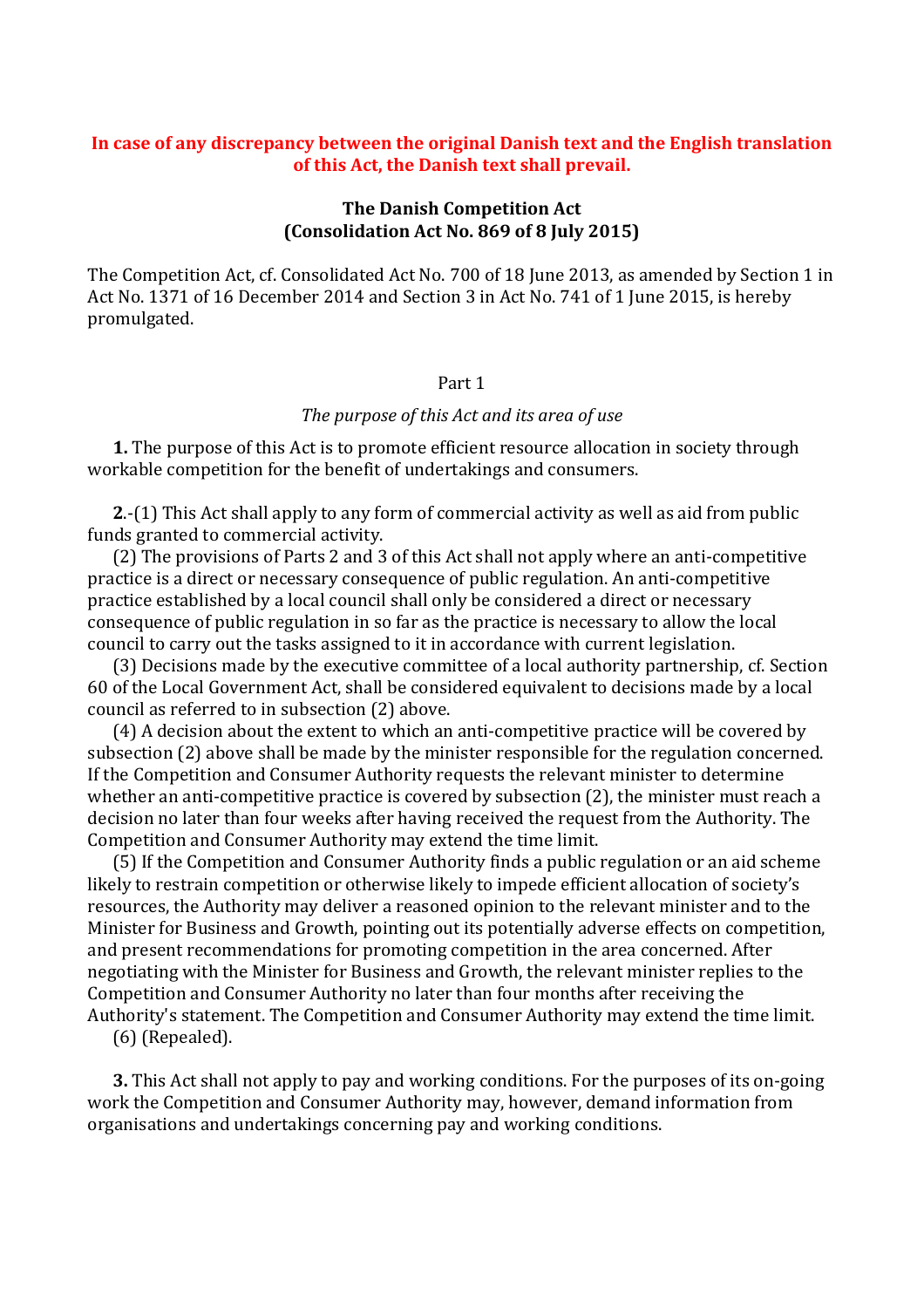**In case of any discrepancy between the original Danish text and the English translation of this Act, the Danish text shall prevail.**

# The Danish Competition Act
## (Consolidation Act No. 869 of 8 July 2015)

The Competition Act, cf. Consolidated Act No. 700 of 18 June 2013, as amended by Section 1 in Act No. 1371 of 16 December 2014 and Section 3 in Act No. 741 of 1 June 2015, is hereby promulgated.

### Part 1

*The purpose of this Act and its area of use*

**1.** The purpose of this Act is to promote efficient resource allocation in society through workable competition for the benefit of undertakings and consumers.

**2.**-(1) This Act shall apply to any form of commercial activity as well as aid from public funds granted to commercial activity.

(2) The provisions of Parts 2 and 3 of this Act shall not apply where an anti-competitive practice is a direct or necessary consequence of public regulation. An anti-competitive practice established by a local council shall only be considered a direct or necessary consequence of public regulation in so far as the practice is necessary to allow the local council to carry out the tasks assigned to it in accordance with current legislation.

(3) Decisions made by the executive committee of a local authority partnership, cf. Section 60 of the Local Government Act, shall be considered equivalent to decisions made by a local council as referred to in subsection (2) above.

(4) A decision about the extent to which an anti-competitive practice will be covered by subsection (2) above shall be made by the minister responsible for the regulation concerned. If the Competition and Consumer Authority requests the relevant minister to determine whether an anti-competitive practice is covered by subsection (2), the minister must reach a decision no later than four weeks after having received the request from the Authority. The Competition and Consumer Authority may extend the time limit.

(5) If the Competition and Consumer Authority finds a public regulation or an aid scheme likely to restrain competition or otherwise likely to impede efficient allocation of society's resources, the Authority may deliver a reasoned opinion to the relevant minister and to the Minister for Business and Growth, pointing out its potentially adverse effects on competition, and present recommendations for promoting competition in the area concerned. After negotiating with the Minister for Business and Growth, the relevant minister replies to the Competition and Consumer Authority no later than four months after receiving the Authority's statement. The Competition and Consumer Authority may extend the time limit.

(6) (Repealed).

**3.** This Act shall not apply to pay and working conditions. For the purposes of its on-going work the Competition and Consumer Authority may, however, demand information from organisations and undertakings concerning pay and working conditions.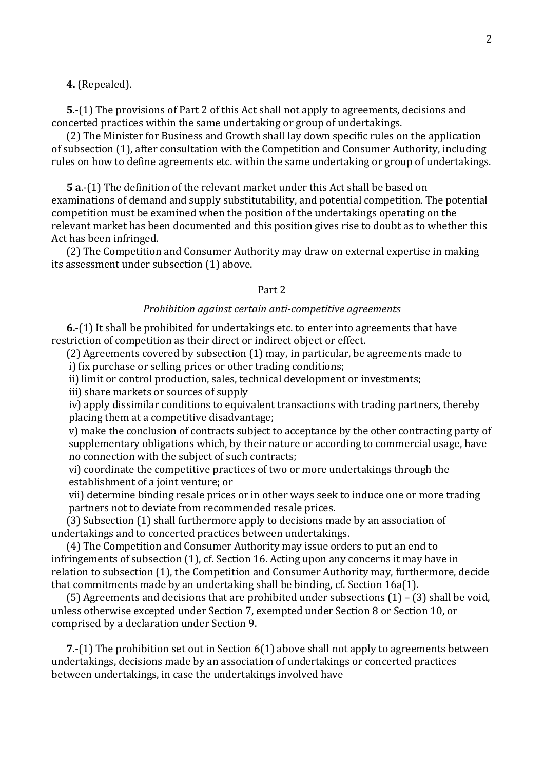**4.** (Repealed).

**5**.-(1) The provisions of Part 2 of this Act shall not apply to agreements, decisions and concerted practices within the same undertaking or group of undertakings.

(2) The Minister for Business and Growth shall lay down specific rules on the application of subsection (1), after consultation with the Competition and Consumer Authority, including rules on how to define agreements etc. within the same undertaking or group of undertakings.

**5 a**.-(1) The definition of the relevant market under this Act shall be based on examinations of demand and supply substitutability, and potential competition. The potential competition must be examined when the position of the undertakings operating on the relevant market has been documented and this position gives rise to doubt as to whether this Act has been infringed.

(2) The Competition and Consumer Authority may draw on external expertise in making its assessment under subsection (1) above.

## Part 2

### *Prohibition against certain anti-competitive agreements*

**6.**-(1) It shall be prohibited for undertakings etc. to enter into agreements that have restriction of competition as their direct or indirect object or effect.

(2) Agreements covered by subsection (1) may, in particular, be agreements made to

i) fix purchase or selling prices or other trading conditions;

ii) limit or control production, sales, technical development or investments;

iii) share markets or sources of supply

iv) apply dissimilar conditions to equivalent transactions with trading partners, thereby placing them at a competitive disadvantage;

v) make the conclusion of contracts subject to acceptance by the other contracting party of supplementary obligations which, by their nature or according to commercial usage, have no connection with the subject of such contracts;

vi) coordinate the competitive practices of two or more undertakings through the establishment of a joint venture; or

vii) determine binding resale prices or in other ways seek to induce one or more trading partners not to deviate from recommended resale prices.

(3) Subsection (1) shall furthermore apply to decisions made by an association of undertakings and to concerted practices between undertakings.

(4) The Competition and Consumer Authority may issue orders to put an end to infringements of subsection (1), cf. Section 16. Acting upon any concerns it may have in relation to subsection (1), the Competition and Consumer Authority may, furthermore, decide that commitments made by an undertaking shall be binding, cf. Section 16a(1).

(5) Agreements and decisions that are prohibited under subsections (1) – (3) shall be void, unless otherwise excepted under Section 7, exempted under Section 8 or Section 10, or comprised by a declaration under Section 9.

**7**.-(1) The prohibition set out in Section 6(1) above shall not apply to agreements between undertakings, decisions made by an association of undertakings or concerted practices between undertakings, in case the undertakings involved have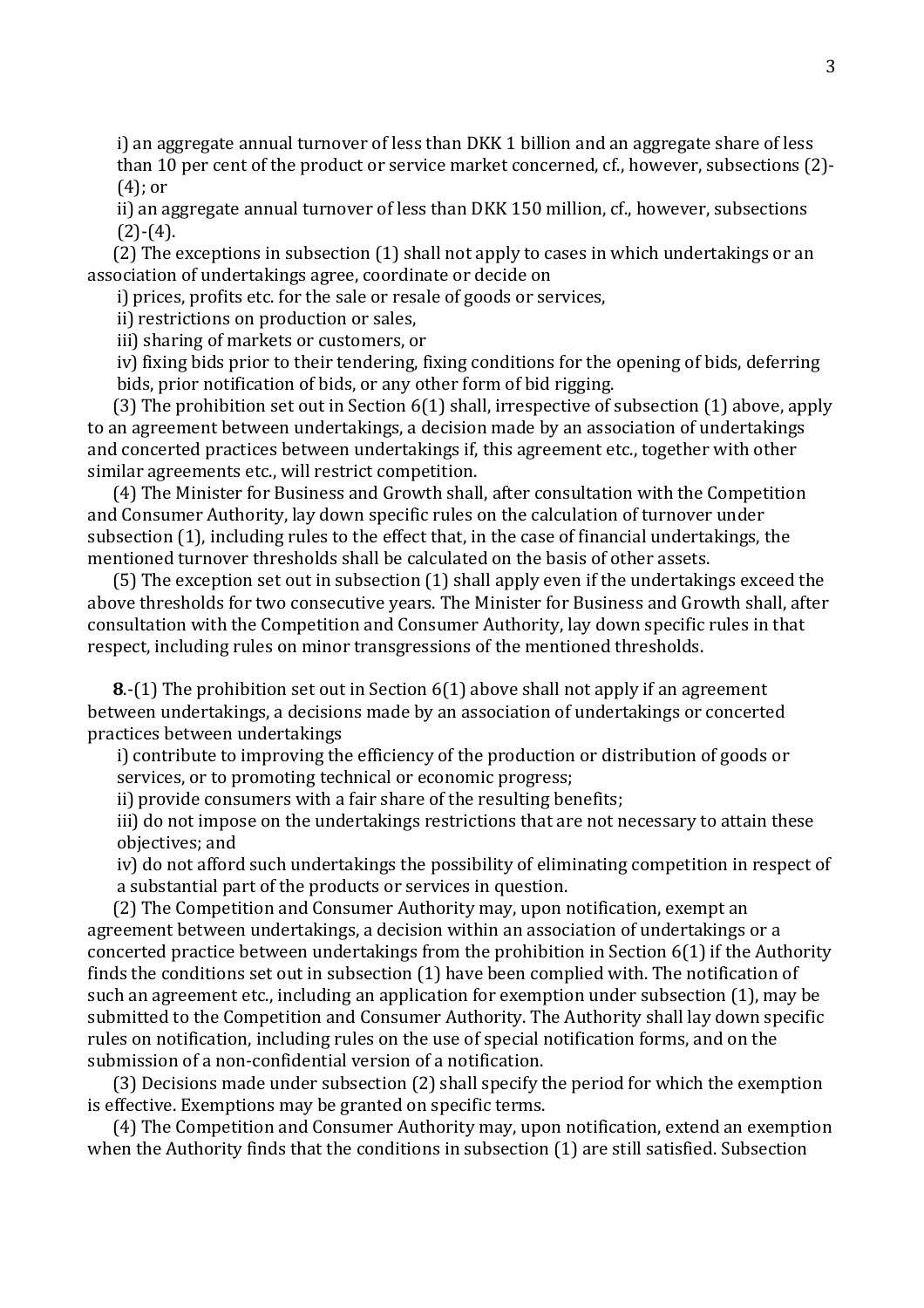i) an aggregate annual turnover of less than DKK 1 billion and an aggregate share of less than 10 per cent of the product or service market concerned, cf., however, subsections (2)-(4); or

ii) an aggregate annual turnover of less than DKK 150 million, cf., however, subsections (2)-(4).

(2) The exceptions in subsection (1) shall not apply to cases in which undertakings or an association of undertakings agree, coordinate or decide on

i) prices, profits etc. for the sale or resale of goods or services,

ii) restrictions on production or sales,

iii) sharing of markets or customers, or

iv) fixing bids prior to their tendering, fixing conditions for the opening of bids, deferring bids, prior notification of bids, or any other form of bid rigging.

(3) The prohibition set out in Section 6(1) shall, irrespective of subsection (1) above, apply to an agreement between undertakings, a decision made by an association of undertakings and concerted practices between undertakings if, this agreement etc., together with other similar agreements etc., will restrict competition.

(4) The Minister for Business and Growth shall, after consultation with the Competition and Consumer Authority, lay down specific rules on the calculation of turnover under subsection (1), including rules to the effect that, in the case of financial undertakings, the mentioned turnover thresholds shall be calculated on the basis of other assets.

(5) The exception set out in subsection (1) shall apply even if the undertakings exceed the above thresholds for two consecutive years. The Minister for Business and Growth shall, after consultation with the Competition and Consumer Authority, lay down specific rules in that respect, including rules on minor transgressions of the mentioned thresholds.

**8**.-(1) The prohibition set out in Section 6(1) above shall not apply if an agreement between undertakings, a decisions made by an association of undertakings or concerted practices between undertakings

i) contribute to improving the efficiency of the production or distribution of goods or services, or to promoting technical or economic progress;

ii) provide consumers with a fair share of the resulting benefits;

iii) do not impose on the undertakings restrictions that are not necessary to attain these objectives; and

iv) do not afford such undertakings the possibility of eliminating competition in respect of a substantial part of the products or services in question.

(2) The Competition and Consumer Authority may, upon notification, exempt an agreement between undertakings, a decision within an association of undertakings or a concerted practice between undertakings from the prohibition in Section 6(1) if the Authority finds the conditions set out in subsection (1) have been complied with. The notification of such an agreement etc., including an application for exemption under subsection (1), may be submitted to the Competition and Consumer Authority. The Authority shall lay down specific rules on notification, including rules on the use of special notification forms, and on the submission of a non-confidential version of a notification.

(3) Decisions made under subsection (2) shall specify the period for which the exemption is effective. Exemptions may be granted on specific terms.

(4) The Competition and Consumer Authority may, upon notification, extend an exemption when the Authority finds that the conditions in subsection (1) are still satisfied. Subsection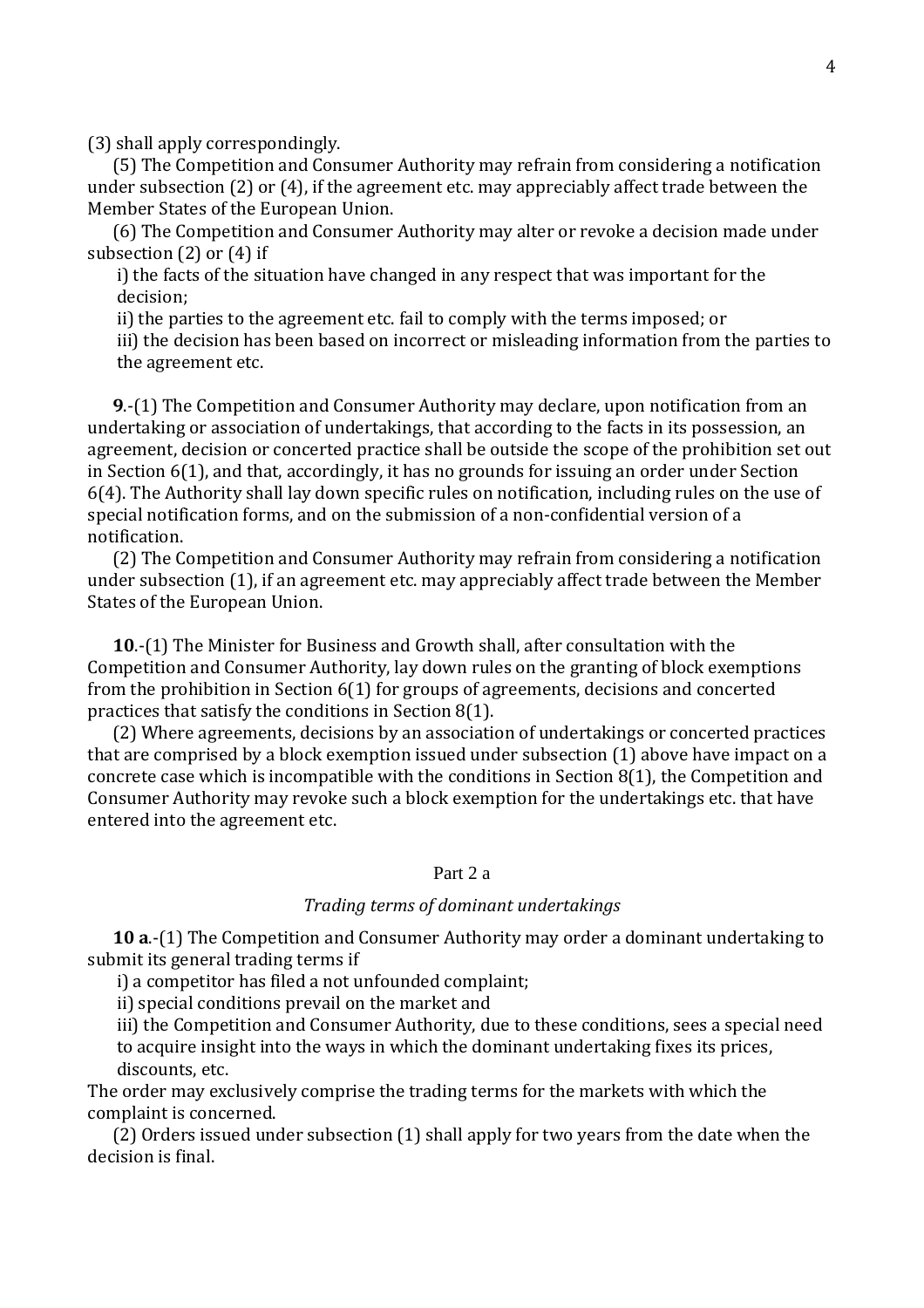(3) shall apply correspondingly.

(5) The Competition and Consumer Authority may refrain from considering a notification under subsection (2) or (4), if the agreement etc. may appreciably affect trade between the Member States of the European Union.

(6) The Competition and Consumer Authority may alter or revoke a decision made under subsection (2) or (4) if

i) the facts of the situation have changed in any respect that was important for the decision;

ii) the parties to the agreement etc. fail to comply with the terms imposed; or

iii) the decision has been based on incorrect or misleading information from the parties to the agreement etc.

**9**.-(1) The Competition and Consumer Authority may declare, upon notification from an undertaking or association of undertakings, that according to the facts in its possession, an agreement, decision or concerted practice shall be outside the scope of the prohibition set out in Section 6(1), and that, accordingly, it has no grounds for issuing an order under Section 6(4). The Authority shall lay down specific rules on notification, including rules on the use of special notification forms, and on the submission of a non-confidential version of a notification.

(2) The Competition and Consumer Authority may refrain from considering a notification under subsection (1), if an agreement etc. may appreciably affect trade between the Member States of the European Union.

**10**.-(1) The Minister for Business and Growth shall, after consultation with the Competition and Consumer Authority, lay down rules on the granting of block exemptions from the prohibition in Section 6(1) for groups of agreements, decisions and concerted practices that satisfy the conditions in Section 8(1).

(2) Where agreements, decisions by an association of undertakings or concerted practices that are comprised by a block exemption issued under subsection (1) above have impact on a concrete case which is incompatible with the conditions in Section 8(1), the Competition and Consumer Authority may revoke such a block exemption for the undertakings etc. that have entered into the agreement etc.

## Part 2 a

### *Trading terms of dominant undertakings*

**10 a**.-(1) The Competition and Consumer Authority may order a dominant undertaking to submit its general trading terms if

i) a competitor has filed a not unfounded complaint;

ii) special conditions prevail on the market and

iii) the Competition and Consumer Authority, due to these conditions, sees a special need to acquire insight into the ways in which the dominant undertaking fixes its prices, discounts, etc.

The order may exclusively comprise the trading terms for the markets with which the complaint is concerned.

(2) Orders issued under subsection (1) shall apply for two years from the date when the decision is final.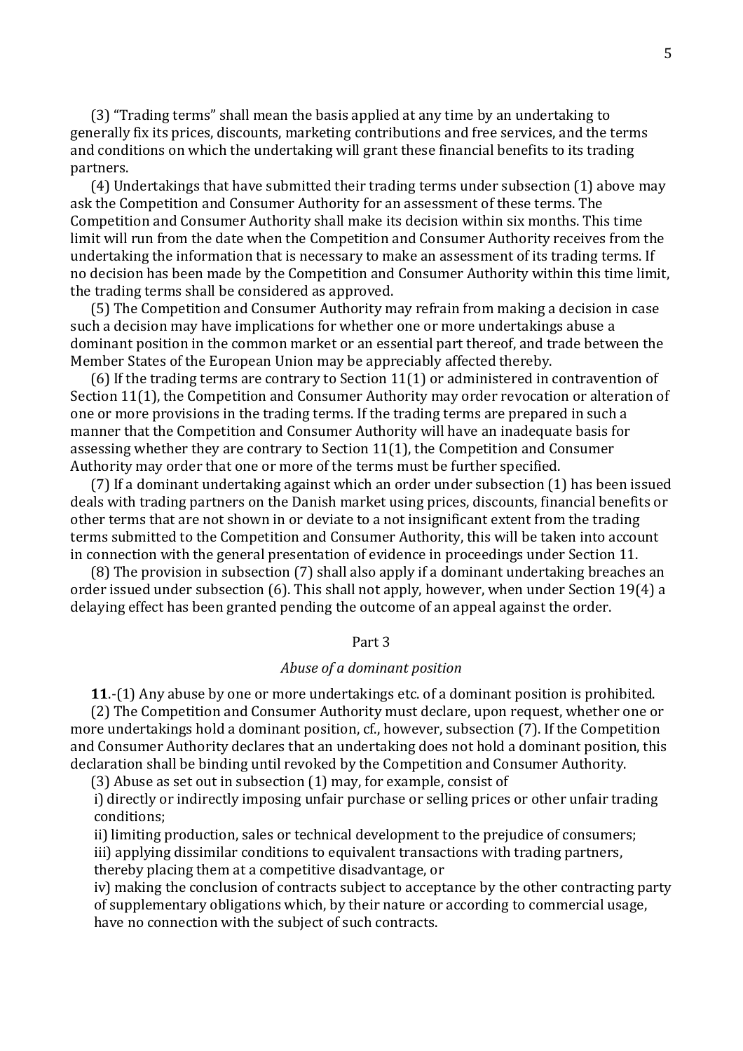(3) “Trading terms” shall mean the basis applied at any time by an undertaking to generally fix its prices, discounts, marketing contributions and free services, and the terms and conditions on which the undertaking will grant these financial benefits to its trading partners.

(4) Undertakings that have submitted their trading terms under subsection (1) above may ask the Competition and Consumer Authority for an assessment of these terms. The Competition and Consumer Authority shall make its decision within six months. This time limit will run from the date when the Competition and Consumer Authority receives from the undertaking the information that is necessary to make an assessment of its trading terms. If no decision has been made by the Competition and Consumer Authority within this time limit, the trading terms shall be considered as approved.

(5) The Competition and Consumer Authority may refrain from making a decision in case such a decision may have implications for whether one or more undertakings abuse a dominant position in the common market or an essential part thereof, and trade between the Member States of the European Union may be appreciably affected thereby.

(6) If the trading terms are contrary to Section 11(1) or administered in contravention of Section 11(1), the Competition and Consumer Authority may order revocation or alteration of one or more provisions in the trading terms. If the trading terms are prepared in such a manner that the Competition and Consumer Authority will have an inadequate basis for assessing whether they are contrary to Section 11(1), the Competition and Consumer Authority may order that one or more of the terms must be further specified.

(7) If a dominant undertaking against which an order under subsection (1) has been issued deals with trading partners on the Danish market using prices, discounts, financial benefits or other terms that are not shown in or deviate to a not insignificant extent from the trading terms submitted to the Competition and Consumer Authority, this will be taken into account in connection with the general presentation of evidence in proceedings under Section 11.

(8) The provision in subsection (7) shall also apply if a dominant undertaking breaches an order issued under subsection (6). This shall not apply, however, when under Section 19(4) a delaying effect has been granted pending the outcome of an appeal against the order.

## Part 3

### *Abuse of a dominant position*

**11**.-(1) Any abuse by one or more undertakings etc. of a dominant position is prohibited.

(2) The Competition and Consumer Authority must declare, upon request, whether one or more undertakings hold a dominant position, cf., however, subsection (7). If the Competition and Consumer Authority declares that an undertaking does not hold a dominant position, this declaration shall be binding until revoked by the Competition and Consumer Authority.

(3) Abuse as set out in subsection (1) may, for example, consist of

i) directly or indirectly imposing unfair purchase or selling prices or other unfair trading conditions;

ii) limiting production, sales or technical development to the prejudice of consumers;

iii) applying dissimilar conditions to equivalent transactions with trading partners, thereby placing them at a competitive disadvantage, or

iv) making the conclusion of contracts subject to acceptance by the other contracting party of supplementary obligations which, by their nature or according to commercial usage, have no connection with the subject of such contracts.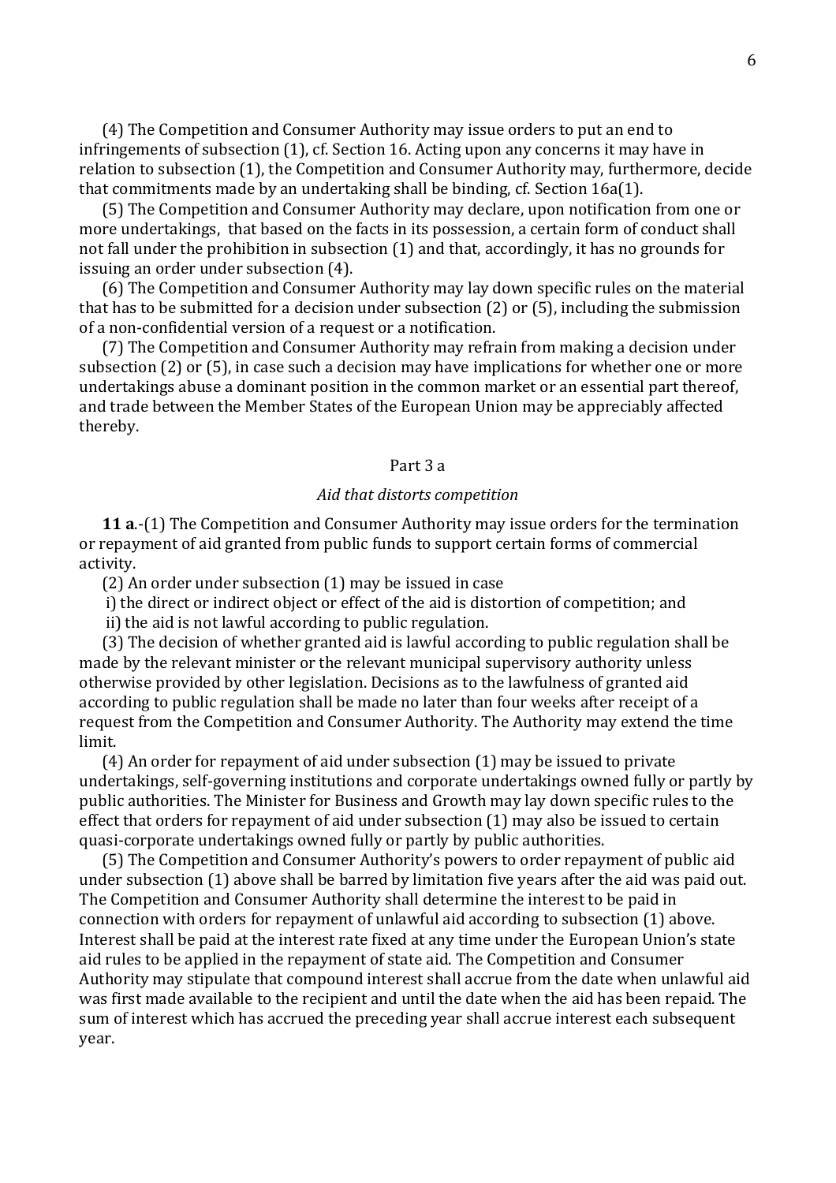(4) The Competition and Consumer Authority may issue orders to put an end to infringements of subsection (1), cf. Section 16. Acting upon any concerns it may have in relation to subsection (1), the Competition and Consumer Authority may, furthermore, decide that commitments made by an undertaking shall be binding, cf. Section 16a(1).

(5) The Competition and Consumer Authority may declare, upon notification from one or more undertakings, that based on the facts in its possession, a certain form of conduct shall not fall under the prohibition in subsection (1) and that, accordingly, it has no grounds for issuing an order under subsection (4).

(6) The Competition and Consumer Authority may lay down specific rules on the material that has to be submitted for a decision under subsection (2) or (5), including the submission of a non-confidential version of a request or a notification.

(7) The Competition and Consumer Authority may refrain from making a decision under subsection (2) or (5), in case such a decision may have implications for whether one or more undertakings abuse a dominant position in the common market or an essential part thereof, and trade between the Member States of the European Union may be appreciably affected thereby.

## Part 3 a

### *Aid that distorts competition*

**11 a**.-(1) The Competition and Consumer Authority may issue orders for the termination or repayment of aid granted from public funds to support certain forms of commercial activity.

(2) An order under subsection (1) may be issued in case

i) the direct or indirect object or effect of the aid is distortion of competition; and

ii) the aid is not lawful according to public regulation.

(3) The decision of whether granted aid is lawful according to public regulation shall be made by the relevant minister or the relevant municipal supervisory authority unless otherwise provided by other legislation. Decisions as to the lawfulness of granted aid according to public regulation shall be made no later than four weeks after receipt of a request from the Competition and Consumer Authority. The Authority may extend the time limit.

(4) An order for repayment of aid under subsection (1) may be issued to private undertakings, self-governing institutions and corporate undertakings owned fully or partly by public authorities. The Minister for Business and Growth may lay down specific rules to the effect that orders for repayment of aid under subsection (1) may also be issued to certain quasi-corporate undertakings owned fully or partly by public authorities.

(5) The Competition and Consumer Authority's powers to order repayment of public aid under subsection (1) above shall be barred by limitation five years after the aid was paid out. The Competition and Consumer Authority shall determine the interest to be paid in connection with orders for repayment of unlawful aid according to subsection (1) above. Interest shall be paid at the interest rate fixed at any time under the European Union's state aid rules to be applied in the repayment of state aid. The Competition and Consumer Authority may stipulate that compound interest shall accrue from the date when unlawful aid was first made available to the recipient and until the date when the aid has been repaid. The sum of interest which has accrued the preceding year shall accrue interest each subsequent year.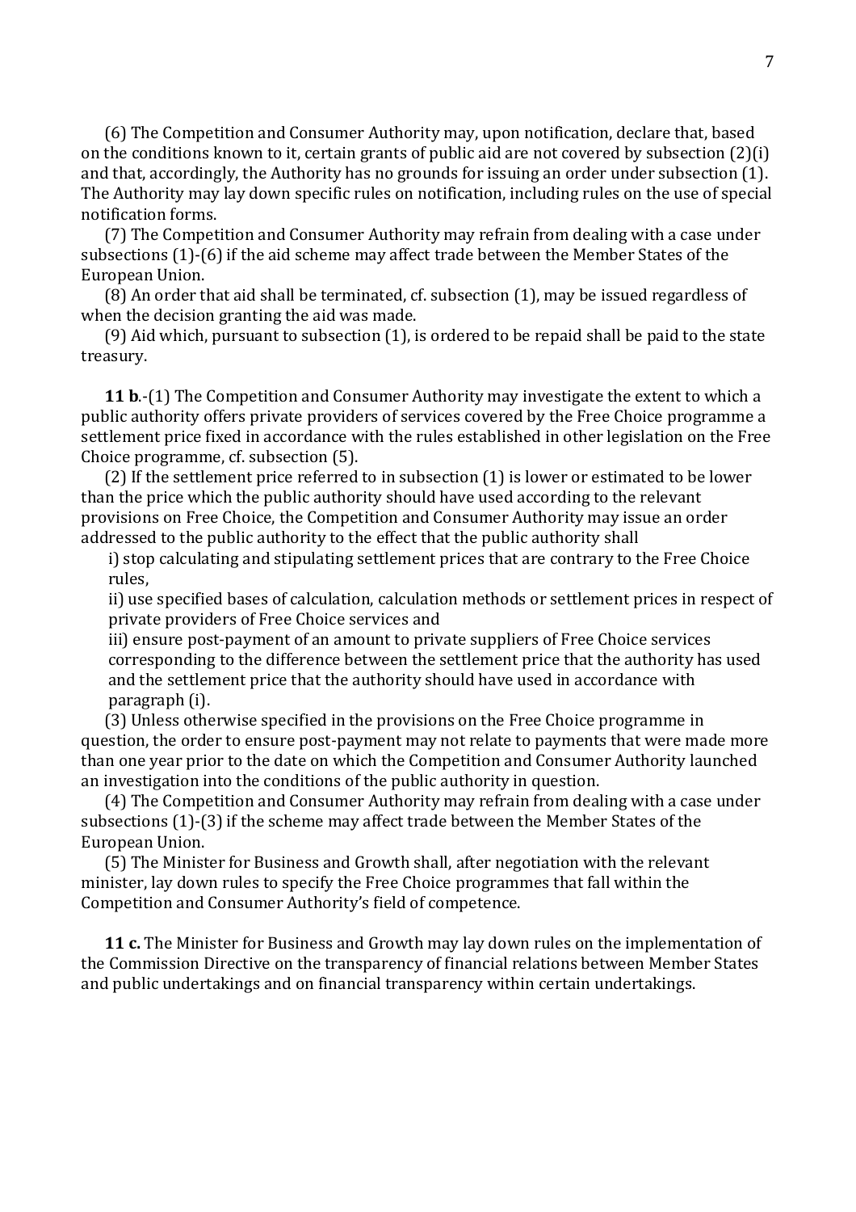(6) The Competition and Consumer Authority may, upon notification, declare that, based on the conditions known to it, certain grants of public aid are not covered by subsection (2)(i) and that, accordingly, the Authority has no grounds for issuing an order under subsection (1). The Authority may lay down specific rules on notification, including rules on the use of special notification forms.

(7) The Competition and Consumer Authority may refrain from dealing with a case under subsections (1)-(6) if the aid scheme may affect trade between the Member States of the European Union.

(8) An order that aid shall be terminated, cf. subsection (1), may be issued regardless of when the decision granting the aid was made.

(9) Aid which, pursuant to subsection (1), is ordered to be repaid shall be paid to the state treasury.

**11 b**.-(1) The Competition and Consumer Authority may investigate the extent to which a public authority offers private providers of services covered by the Free Choice programme a settlement price fixed in accordance with the rules established in other legislation on the Free Choice programme, cf. subsection (5).

(2) If the settlement price referred to in subsection (1) is lower or estimated to be lower than the price which the public authority should have used according to the relevant provisions on Free Choice, the Competition and Consumer Authority may issue an order addressed to the public authority to the effect that the public authority shall

i) stop calculating and stipulating settlement prices that are contrary to the Free Choice rules,

ii) use specified bases of calculation, calculation methods or settlement prices in respect of private providers of Free Choice services and

iii) ensure post-payment of an amount to private suppliers of Free Choice services corresponding to the difference between the settlement price that the authority has used and the settlement price that the authority should have used in accordance with paragraph (i).

(3) Unless otherwise specified in the provisions on the Free Choice programme in question, the order to ensure post-payment may not relate to payments that were made more than one year prior to the date on which the Competition and Consumer Authority launched an investigation into the conditions of the public authority in question.

(4) The Competition and Consumer Authority may refrain from dealing with a case under subsections (1)-(3) if the scheme may affect trade between the Member States of the European Union.

(5) The Minister for Business and Growth shall, after negotiation with the relevant minister, lay down rules to specify the Free Choice programmes that fall within the Competition and Consumer Authority's field of competence.

**11 c.** The Minister for Business and Growth may lay down rules on the implementation of the Commission Directive on the transparency of financial relations between Member States and public undertakings and on financial transparency within certain undertakings.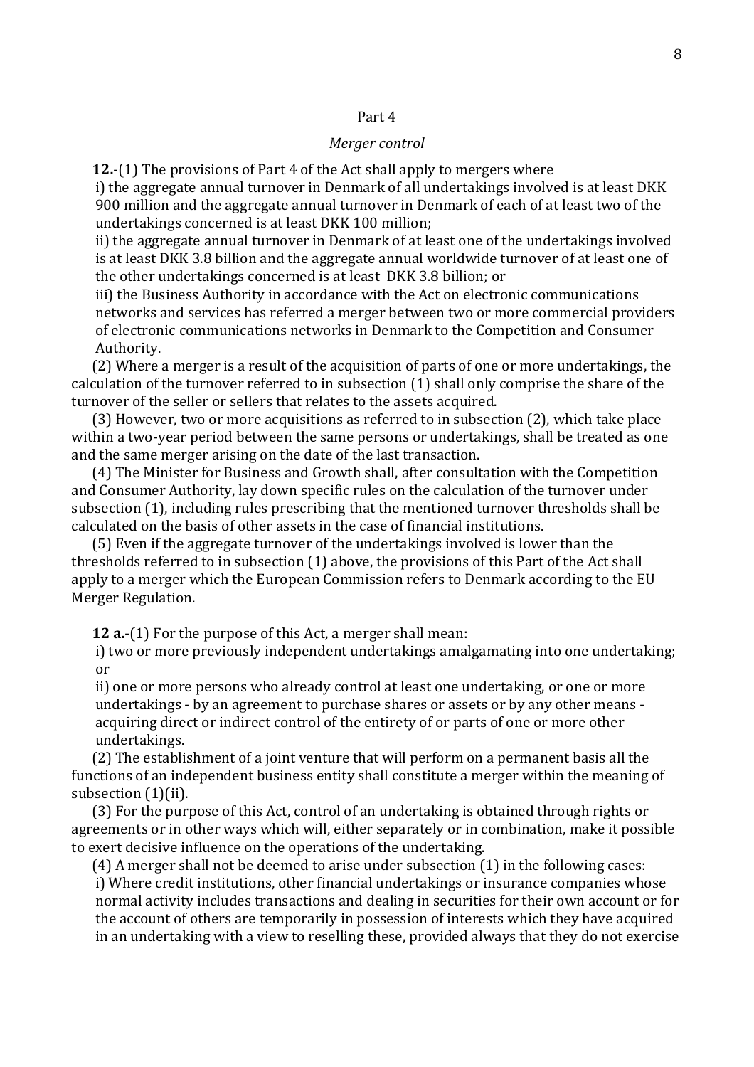## Part 4

### *Merger control*

**12.**-(1) The provisions of Part 4 of the Act shall apply to mergers where

i) the aggregate annual turnover in Denmark of all undertakings involved is at least DKK 900 million and the aggregate annual turnover in Denmark of each of at least two of the undertakings concerned is at least DKK 100 million;

ii) the aggregate annual turnover in Denmark of at least one of the undertakings involved is at least DKK 3.8 billion and the aggregate annual worldwide turnover of at least one of the other undertakings concerned is at least DKK 3.8 billion; or

iii) the Business Authority in accordance with the Act on electronic communications networks and services has referred a merger between two or more commercial providers of electronic communications networks in Denmark to the Competition and Consumer Authority.

(2) Where a merger is a result of the acquisition of parts of one or more undertakings, the calculation of the turnover referred to in subsection (1) shall only comprise the share of the turnover of the seller or sellers that relates to the assets acquired.

(3) However, two or more acquisitions as referred to in subsection (2), which take place within a two-year period between the same persons or undertakings, shall be treated as one and the same merger arising on the date of the last transaction.

(4) The Minister for Business and Growth shall, after consultation with the Competition and Consumer Authority, lay down specific rules on the calculation of the turnover under subsection (1), including rules prescribing that the mentioned turnover thresholds shall be calculated on the basis of other assets in the case of financial institutions.

(5) Even if the aggregate turnover of the undertakings involved is lower than the thresholds referred to in subsection (1) above, the provisions of this Part of the Act shall apply to a merger which the European Commission refers to Denmark according to the EU Merger Regulation.

**12 a.**-(1) For the purpose of this Act, a merger shall mean:

i) two or more previously independent undertakings amalgamating into one undertaking; or

ii) one or more persons who already control at least one undertaking, or one or more undertakings - by an agreement to purchase shares or assets or by any other means - acquiring direct or indirect control of the entirety of or parts of one or more other undertakings.

(2) The establishment of a joint venture that will perform on a permanent basis all the functions of an independent business entity shall constitute a merger within the meaning of subsection (1)(ii).

(3) For the purpose of this Act, control of an undertaking is obtained through rights or agreements or in other ways which will, either separately or in combination, make it possible to exert decisive influence on the operations of the undertaking.

(4) A merger shall not be deemed to arise under subsection (1) in the following cases:

i) Where credit institutions, other financial undertakings or insurance companies whose normal activity includes transactions and dealing in securities for their own account or for the account of others are temporarily in possession of interests which they have acquired in an undertaking with a view to reselling these, provided always that they do not exercise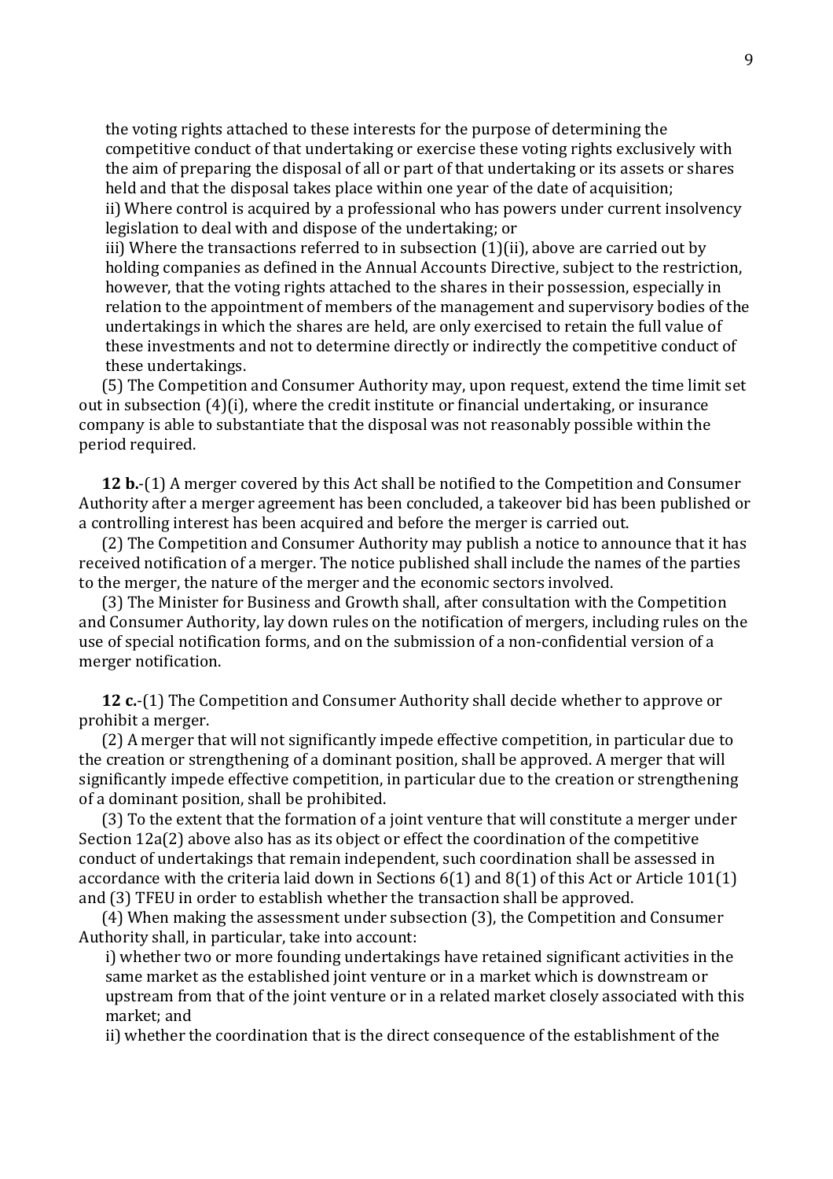the voting rights attached to these interests for the purpose of determining the competitive conduct of that undertaking or exercise these voting rights exclusively with the aim of preparing the disposal of all or part of that undertaking or its assets or shares held and that the disposal takes place within one year of the date of acquisition;

ii) Where control is acquired by a professional who has powers under current insolvency legislation to deal with and dispose of the undertaking; or

iii) Where the transactions referred to in subsection (1)(ii), above are carried out by holding companies as defined in the Annual Accounts Directive, subject to the restriction, however, that the voting rights attached to the shares in their possession, especially in relation to the appointment of members of the management and supervisory bodies of the undertakings in which the shares are held, are only exercised to retain the full value of these investments and not to determine directly or indirectly the competitive conduct of these undertakings.

(5) The Competition and Consumer Authority may, upon request, extend the time limit set out in subsection (4)(i), where the credit institute or financial undertaking, or insurance company is able to substantiate that the disposal was not reasonably possible within the period required.

**12 b.**-(1) A merger covered by this Act shall be notified to the Competition and Consumer Authority after a merger agreement has been concluded, a takeover bid has been published or a controlling interest has been acquired and before the merger is carried out.

(2) The Competition and Consumer Authority may publish a notice to announce that it has received notification of a merger. The notice published shall include the names of the parties to the merger, the nature of the merger and the economic sectors involved.

(3) The Minister for Business and Growth shall, after consultation with the Competition and Consumer Authority, lay down rules on the notification of mergers, including rules on the use of special notification forms, and on the submission of a non-confidential version of a merger notification.

**12 c.**-(1) The Competition and Consumer Authority shall decide whether to approve or prohibit a merger.

(2) A merger that will not significantly impede effective competition, in particular due to the creation or strengthening of a dominant position, shall be approved. A merger that will significantly impede effective competition, in particular due to the creation or strengthening of a dominant position, shall be prohibited.

(3) To the extent that the formation of a joint venture that will constitute a merger under Section 12a(2) above also has as its object or effect the coordination of the competitive conduct of undertakings that remain independent, such coordination shall be assessed in accordance with the criteria laid down in Sections 6(1) and 8(1) of this Act or Article 101(1) and (3) TFEU in order to establish whether the transaction shall be approved.

(4) When making the assessment under subsection (3), the Competition and Consumer Authority shall, in particular, take into account:

i) whether two or more founding undertakings have retained significant activities in the same market as the established joint venture or in a market which is downstream or upstream from that of the joint venture or in a related market closely associated with this market; and

ii) whether the coordination that is the direct consequence of the establishment of the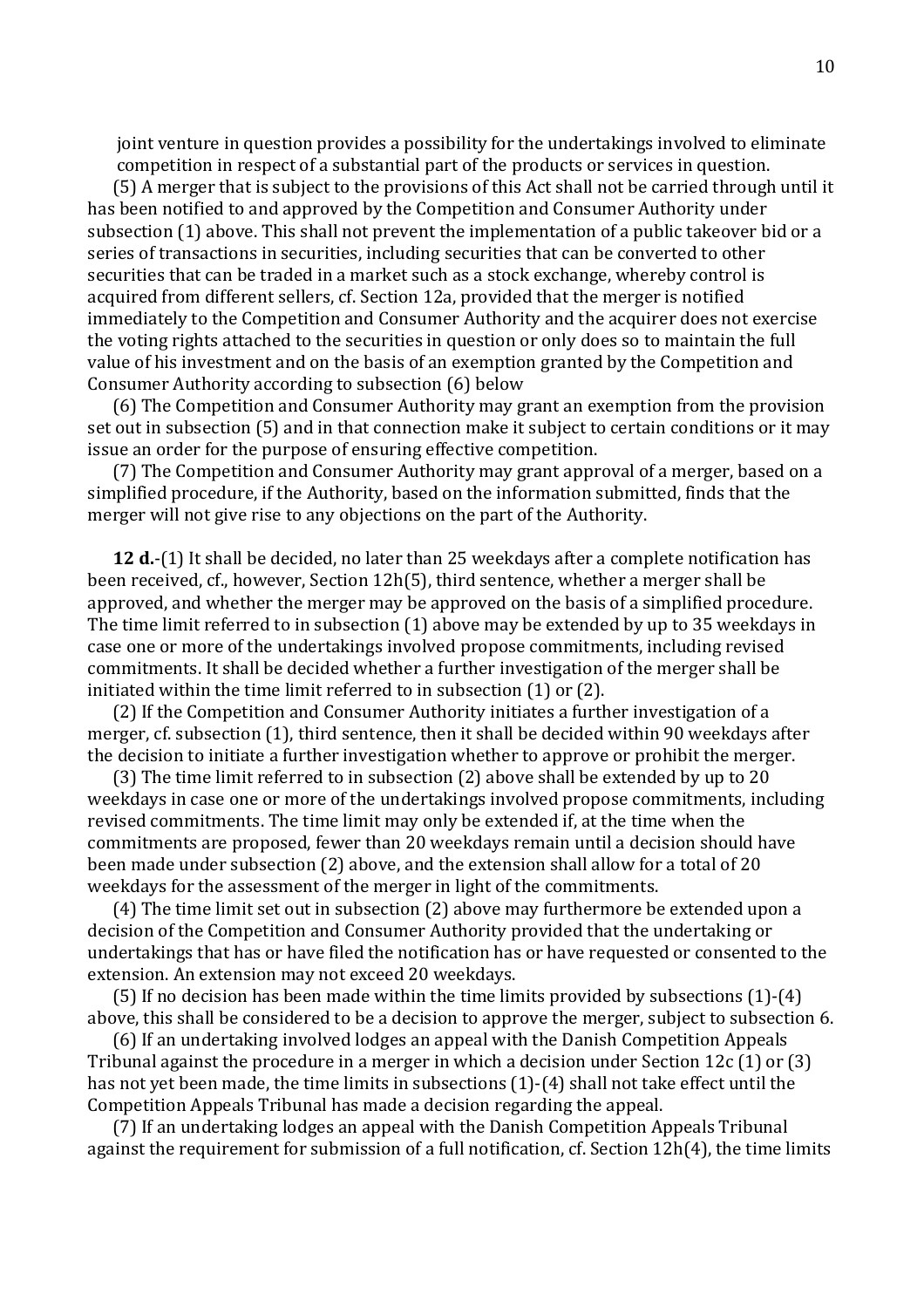joint venture in question provides a possibility for the undertakings involved to eliminate competition in respect of a substantial part of the products or services in question.

(5) A merger that is subject to the provisions of this Act shall not be carried through until it has been notified to and approved by the Competition and Consumer Authority under subsection (1) above. This shall not prevent the implementation of a public takeover bid or a series of transactions in securities, including securities that can be converted to other securities that can be traded in a market such as a stock exchange, whereby control is acquired from different sellers, cf. Section 12a, provided that the merger is notified immediately to the Competition and Consumer Authority and the acquirer does not exercise the voting rights attached to the securities in question or only does so to maintain the full value of his investment and on the basis of an exemption granted by the Competition and Consumer Authority according to subsection (6) below

(6) The Competition and Consumer Authority may grant an exemption from the provision set out in subsection (5) and in that connection make it subject to certain conditions or it may issue an order for the purpose of ensuring effective competition.

(7) The Competition and Consumer Authority may grant approval of a merger, based on a simplified procedure, if the Authority, based on the information submitted, finds that the merger will not give rise to any objections on the part of the Authority.

**12 d.**-(1) It shall be decided, no later than 25 weekdays after a complete notification has been received, cf., however, Section 12h(5), third sentence, whether a merger shall be approved, and whether the merger may be approved on the basis of a simplified procedure. The time limit referred to in subsection (1) above may be extended by up to 35 weekdays in case one or more of the undertakings involved propose commitments, including revised commitments. It shall be decided whether a further investigation of the merger shall be initiated within the time limit referred to in subsection (1) or (2).

(2) If the Competition and Consumer Authority initiates a further investigation of a merger, cf. subsection (1), third sentence, then it shall be decided within 90 weekdays after the decision to initiate a further investigation whether to approve or prohibit the merger.

(3) The time limit referred to in subsection (2) above shall be extended by up to 20 weekdays in case one or more of the undertakings involved propose commitments, including revised commitments. The time limit may only be extended if, at the time when the commitments are proposed, fewer than 20 weekdays remain until a decision should have been made under subsection (2) above, and the extension shall allow for a total of 20 weekdays for the assessment of the merger in light of the commitments.

(4) The time limit set out in subsection (2) above may furthermore be extended upon a decision of the Competition and Consumer Authority provided that the undertaking or undertakings that has or have filed the notification has or have requested or consented to the extension. An extension may not exceed 20 weekdays.

(5) If no decision has been made within the time limits provided by subsections (1)-(4) above, this shall be considered to be a decision to approve the merger, subject to subsection 6.

(6) If an undertaking involved lodges an appeal with the Danish Competition Appeals Tribunal against the procedure in a merger in which a decision under Section 12c (1) or (3) has not yet been made, the time limits in subsections (1)-(4) shall not take effect until the Competition Appeals Tribunal has made a decision regarding the appeal.

(7) If an undertaking lodges an appeal with the Danish Competition Appeals Tribunal against the requirement for submission of a full notification, cf. Section 12h(4), the time limits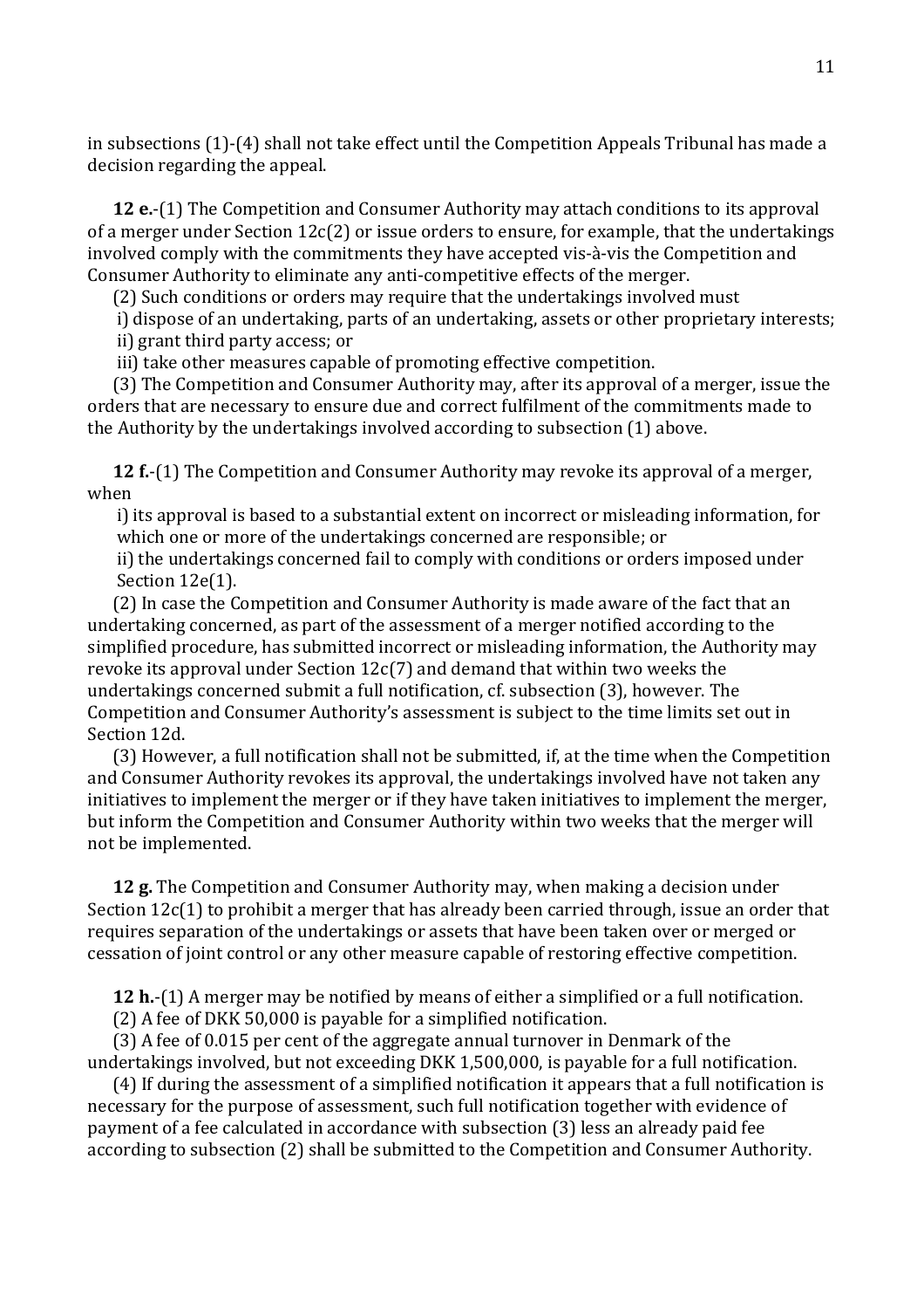in subsections (1)-(4) shall not take effect until the Competition Appeals Tribunal has made a decision regarding the appeal.

**12 e.**-(1) The Competition and Consumer Authority may attach conditions to its approval of a merger under Section 12c(2) or issue orders to ensure, for example, that the undertakings involved comply with the commitments they have accepted vis-à-vis the Competition and Consumer Authority to eliminate any anti-competitive effects of the merger.

(2) Such conditions or orders may require that the undertakings involved must

i) dispose of an undertaking, parts of an undertaking, assets or other proprietary interests;

ii) grant third party access; or

iii) take other measures capable of promoting effective competition.

(3) The Competition and Consumer Authority may, after its approval of a merger, issue the orders that are necessary to ensure due and correct fulfilment of the commitments made to the Authority by the undertakings involved according to subsection (1) above.

**12 f.**-(1) The Competition and Consumer Authority may revoke its approval of a merger, when

i) its approval is based to a substantial extent on incorrect or misleading information, for which one or more of the undertakings concerned are responsible; or

ii) the undertakings concerned fail to comply with conditions or orders imposed under Section 12e(1).

(2) In case the Competition and Consumer Authority is made aware of the fact that an undertaking concerned, as part of the assessment of a merger notified according to the simplified procedure, has submitted incorrect or misleading information, the Authority may revoke its approval under Section 12c(7) and demand that within two weeks the undertakings concerned submit a full notification, cf. subsection (3), however. The Competition and Consumer Authority's assessment is subject to the time limits set out in Section 12d.

(3) However, a full notification shall not be submitted, if, at the time when the Competition and Consumer Authority revokes its approval, the undertakings involved have not taken any initiatives to implement the merger or if they have taken initiatives to implement the merger, but inform the Competition and Consumer Authority within two weeks that the merger will not be implemented.

**12 g.** The Competition and Consumer Authority may, when making a decision under Section 12c(1) to prohibit a merger that has already been carried through, issue an order that requires separation of the undertakings or assets that have been taken over or merged or cessation of joint control or any other measure capable of restoring effective competition.

**12 h.**-(1) A merger may be notified by means of either a simplified or a full notification.

(2) A fee of DKK 50,000 is payable for a simplified notification.

(3) A fee of 0.015 per cent of the aggregate annual turnover in Denmark of the undertakings involved, but not exceeding DKK 1,500,000, is payable for a full notification.

(4) If during the assessment of a simplified notification it appears that a full notification is necessary for the purpose of assessment, such full notification together with evidence of payment of a fee calculated in accordance with subsection (3) less an already paid fee according to subsection (2) shall be submitted to the Competition and Consumer Authority.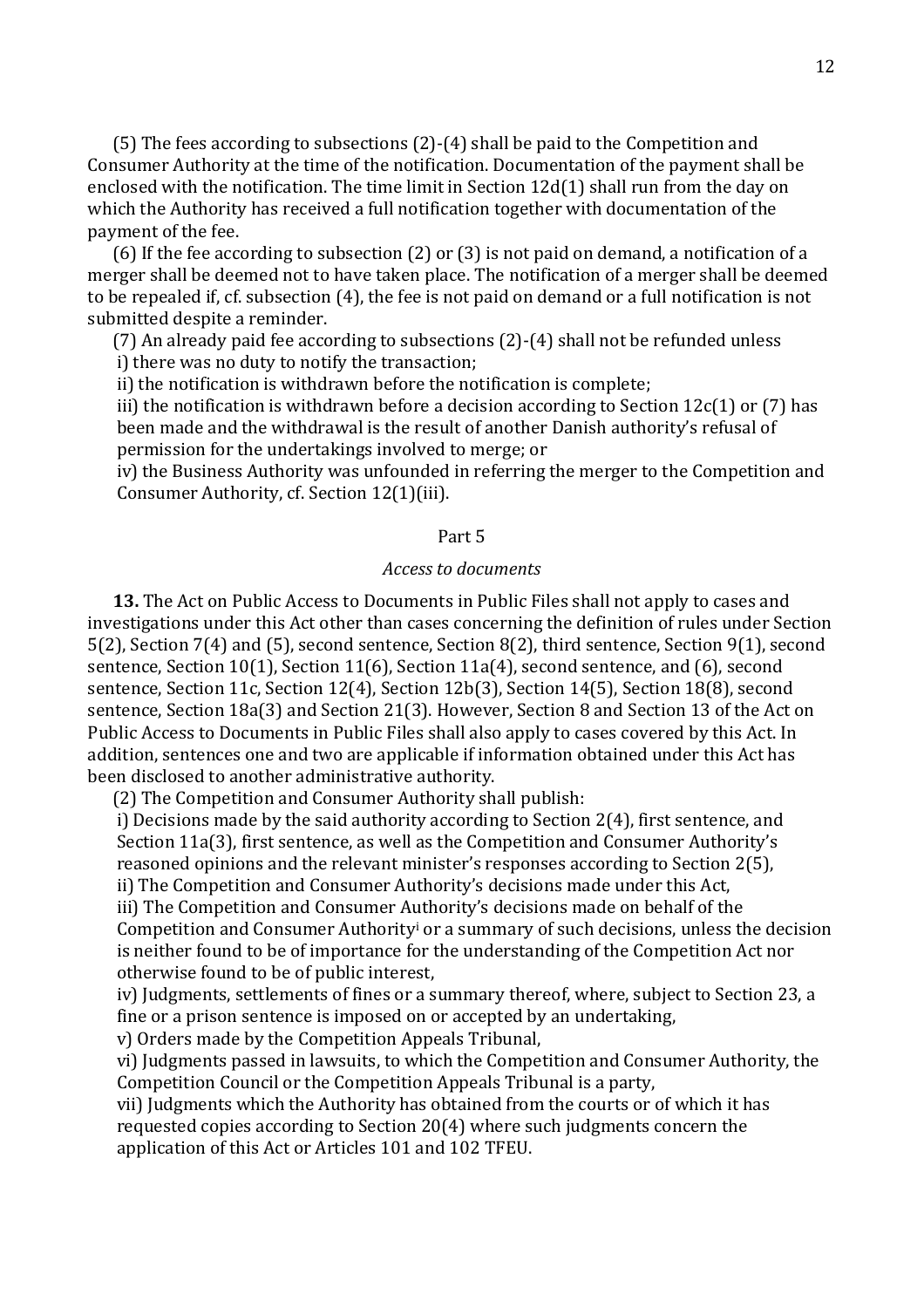(5) The fees according to subsections (2)-(4) shall be paid to the Competition and Consumer Authority at the time of the notification. Documentation of the payment shall be enclosed with the notification. The time limit in Section 12d(1) shall run from the day on which the Authority has received a full notification together with documentation of the payment of the fee.

(6) If the fee according to subsection (2) or (3) is not paid on demand, a notification of a merger shall be deemed not to have taken place. The notification of a merger shall be deemed to be repealed if, cf. subsection (4), the fee is not paid on demand or a full notification is not submitted despite a reminder.

(7) An already paid fee according to subsections (2)-(4) shall not be refunded unless

i) there was no duty to notify the transaction;

ii) the notification is withdrawn before the notification is complete;

iii) the notification is withdrawn before a decision according to Section 12c(1) or (7) has been made and the withdrawal is the result of another Danish authority's refusal of permission for the undertakings involved to merge; or

iv) the Business Authority was unfounded in referring the merger to the Competition and Consumer Authority, cf. Section 12(1)(iii).

## Part 5

### *Access to documents*

**13.** The Act on Public Access to Documents in Public Files shall not apply to cases and investigations under this Act other than cases concerning the definition of rules under Section 5(2), Section 7(4) and (5), second sentence, Section 8(2), third sentence, Section 9(1), second sentence, Section 10(1), Section 11(6), Section 11a(4), second sentence, and (6), second sentence, Section 11c, Section 12(4), Section 12b(3), Section 14(5), Section 18(8), second sentence, Section 18a(3) and Section 21(3). However, Section 8 and Section 13 of the Act on Public Access to Documents in Public Files shall also apply to cases covered by this Act. In addition, sentences one and two are applicable if information obtained under this Act has been disclosed to another administrative authority.

(2) The Competition and Consumer Authority shall publish:

i) Decisions made by the said authority according to Section 2(4), first sentence, and Section 11a(3), first sentence, as well as the Competition and Consumer Authority's reasoned opinions and the relevant minister's responses according to Section 2(5),

ii) The Competition and Consumer Authority's decisions made under this Act,

iii) The Competition and Consumer Authority's decisions made on behalf of the Competition and Consumer Authority[i] or a summary of such decisions, unless the decision is neither found to be of importance for the understanding of the Competition Act nor otherwise found to be of public interest,

iv) Judgments, settlements of fines or a summary thereof, where, subject to Section 23, a fine or a prison sentence is imposed on or accepted by an undertaking,

v) Orders made by the Competition Appeals Tribunal,

vi) Judgments passed in lawsuits, to which the Competition and Consumer Authority, the Competition Council or the Competition Appeals Tribunal is a party,

vii) Judgments which the Authority has obtained from the courts or of which it has requested copies according to Section 20(4) where such judgments concern the application of this Act or Articles 101 and 102 TFEU.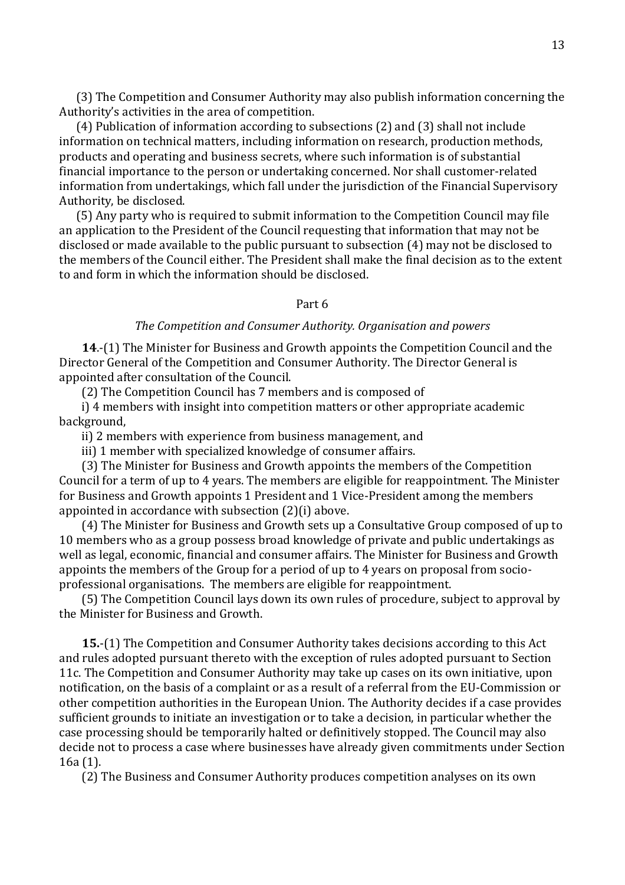(3) The Competition and Consumer Authority may also publish information concerning the Authority's activities in the area of competition.

(4) Publication of information according to subsections (2) and (3) shall not include information on technical matters, including information on research, production methods, products and operating and business secrets, where such information is of substantial financial importance to the person or undertaking concerned. Nor shall customer-related information from undertakings, which fall under the jurisdiction of the Financial Supervisory Authority, be disclosed.

(5) Any party who is required to submit information to the Competition Council may file an application to the President of the Council requesting that information that may not be disclosed or made available to the public pursuant to subsection (4) may not be disclosed to the members of the Council either. The President shall make the final decision as to the extent to and form in which the information should be disclosed.

## Part 6

### *The Competition and Consumer Authority. Organisation and powers*

**14**.-(1) The Minister for Business and Growth appoints the Competition Council and the Director General of the Competition and Consumer Authority. The Director General is appointed after consultation of the Council.

(2) The Competition Council has 7 members and is composed of

i) 4 members with insight into competition matters or other appropriate academic background,

ii) 2 members with experience from business management, and

iii) 1 member with specialized knowledge of consumer affairs.

(3) The Minister for Business and Growth appoints the members of the Competition Council for a term of up to 4 years. The members are eligible for reappointment. The Minister for Business and Growth appoints 1 President and 1 Vice-President among the members appointed in accordance with subsection (2)(i) above.

(4) The Minister for Business and Growth sets up a Consultative Group composed of up to 10 members who as a group possess broad knowledge of private and public undertakings as well as legal, economic, financial and consumer affairs. The Minister for Business and Growth appoints the members of the Group for a period of up to 4 years on proposal from socio-professional organisations. The members are eligible for reappointment.

(5) The Competition Council lays down its own rules of procedure, subject to approval by the Minister for Business and Growth.

**15.**-(1) The Competition and Consumer Authority takes decisions according to this Act and rules adopted pursuant thereto with the exception of rules adopted pursuant to Section 11c. The Competition and Consumer Authority may take up cases on its own initiative, upon notification, on the basis of a complaint or as a result of a referral from the EU-Commission or other competition authorities in the European Union. The Authority decides if a case provides sufficient grounds to initiate an investigation or to take a decision, in particular whether the case processing should be temporarily halted or definitively stopped. The Council may also decide not to process a case where businesses have already given commitments under Section 16a (1).

(2) The Business and Consumer Authority produces competition analyses on its own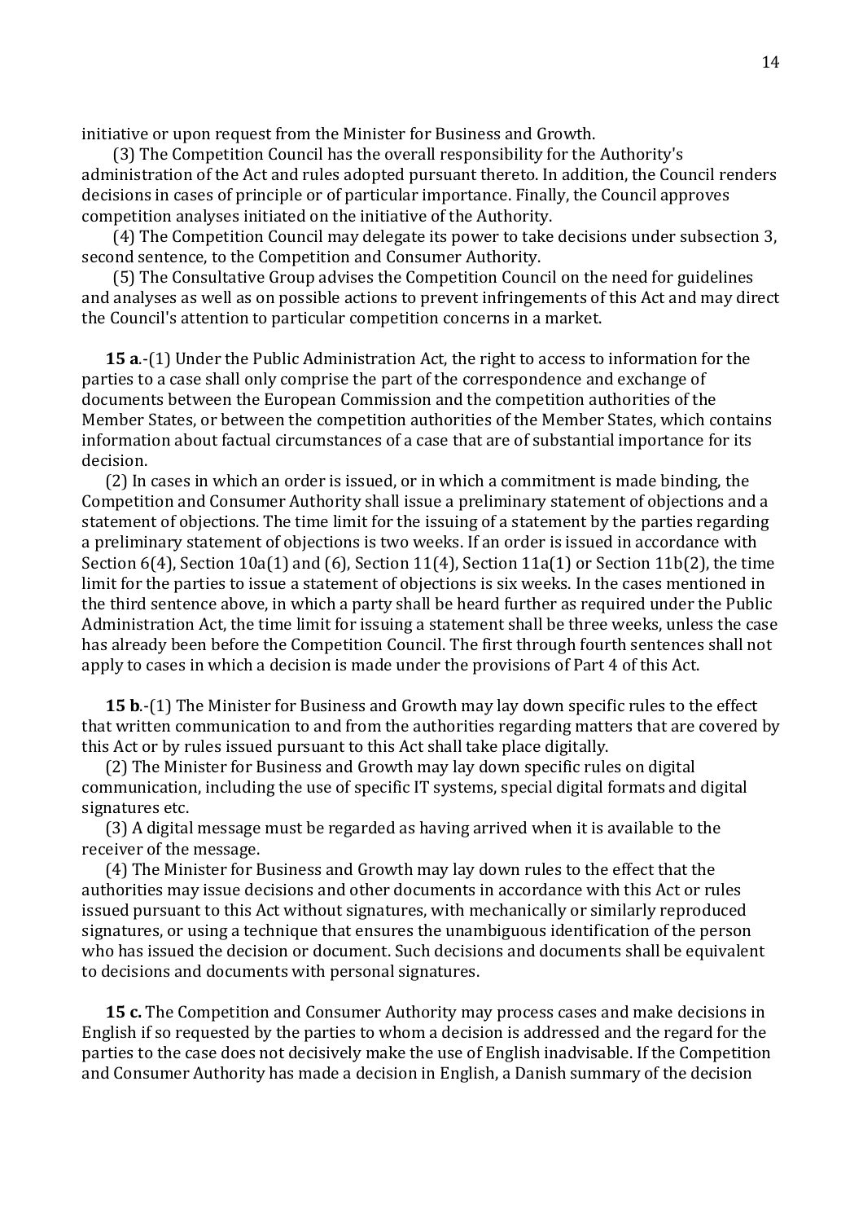initiative or upon request from the Minister for Business and Growth.

(3) The Competition Council has the overall responsibility for the Authority's administration of the Act and rules adopted pursuant thereto. In addition, the Council renders decisions in cases of principle or of particular importance. Finally, the Council approves competition analyses initiated on the initiative of the Authority.

(4) The Competition Council may delegate its power to take decisions under subsection 3, second sentence, to the Competition and Consumer Authority.

(5) The Consultative Group advises the Competition Council on the need for guidelines and analyses as well as on possible actions to prevent infringements of this Act and may direct the Council's attention to particular competition concerns in a market.

**15 a**.-(1) Under the Public Administration Act, the right to access to information for the parties to a case shall only comprise the part of the correspondence and exchange of documents between the European Commission and the competition authorities of the Member States, or between the competition authorities of the Member States, which contains information about factual circumstances of a case that are of substantial importance for its decision.

(2) In cases in which an order is issued, or in which a commitment is made binding, the Competition and Consumer Authority shall issue a preliminary statement of objections and a statement of objections. The time limit for the issuing of a statement by the parties regarding a preliminary statement of objections is two weeks. If an order is issued in accordance with Section 6(4), Section 10a(1) and (6), Section 11(4), Section 11a(1) or Section 11b(2), the time limit for the parties to issue a statement of objections is six weeks. In the cases mentioned in the third sentence above, in which a party shall be heard further as required under the Public Administration Act, the time limit for issuing a statement shall be three weeks, unless the case has already been before the Competition Council. The first through fourth sentences shall not apply to cases in which a decision is made under the provisions of Part 4 of this Act.

**15 b**.-(1) The Minister for Business and Growth may lay down specific rules to the effect that written communication to and from the authorities regarding matters that are covered by this Act or by rules issued pursuant to this Act shall take place digitally.

(2) The Minister for Business and Growth may lay down specific rules on digital communication, including the use of specific IT systems, special digital formats and digital signatures etc.

(3) A digital message must be regarded as having arrived when it is available to the receiver of the message.

(4) The Minister for Business and Growth may lay down rules to the effect that the authorities may issue decisions and other documents in accordance with this Act or rules issued pursuant to this Act without signatures, with mechanically or similarly reproduced signatures, or using a technique that ensures the unambiguous identification of the person who has issued the decision or document. Such decisions and documents shall be equivalent to decisions and documents with personal signatures.

**15 c.** The Competition and Consumer Authority may process cases and make decisions in English if so requested by the parties to whom a decision is addressed and the regard for the parties to the case does not decisively make the use of English inadvisable. If the Competition and Consumer Authority has made a decision in English, a Danish summary of the decision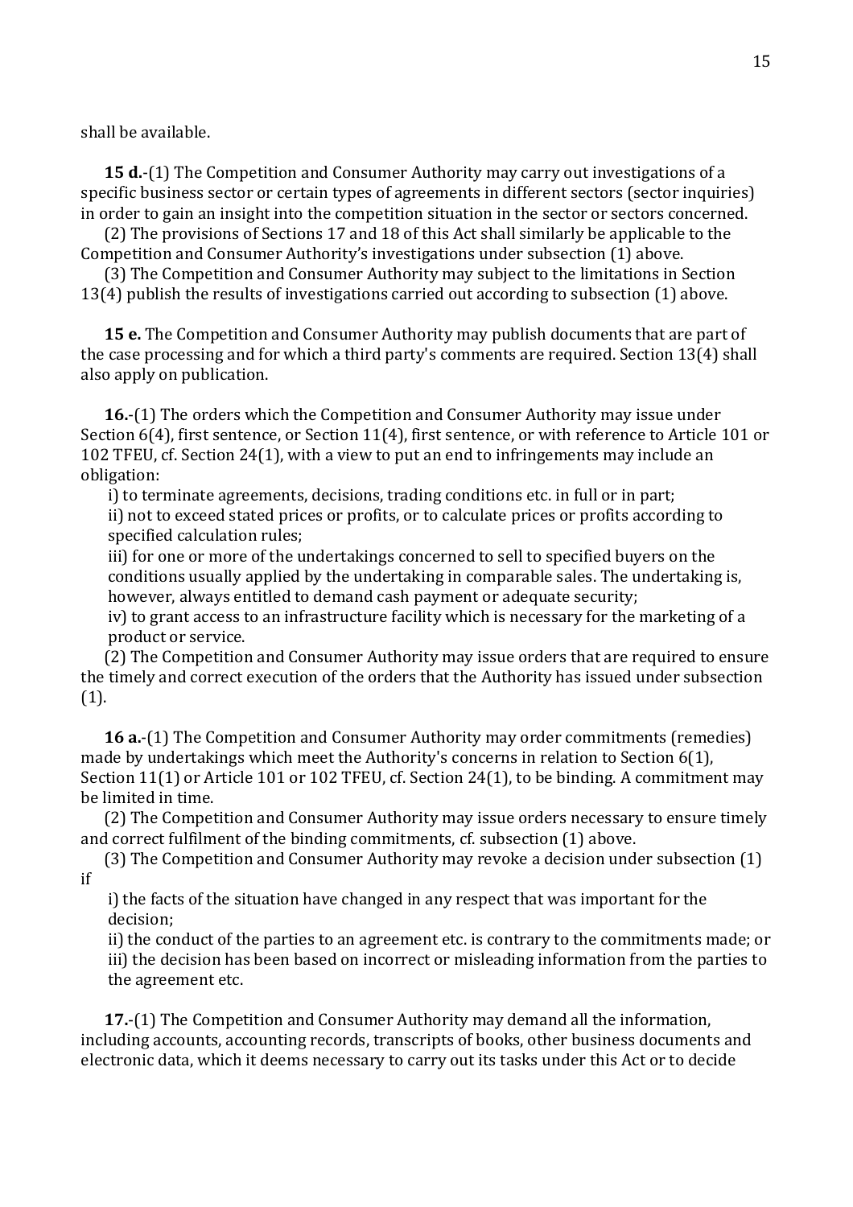shall be available.

**15 d.**-(1) The Competition and Consumer Authority may carry out investigations of a specific business sector or certain types of agreements in different sectors (sector inquiries) in order to gain an insight into the competition situation in the sector or sectors concerned.

(2) The provisions of Sections 17 and 18 of this Act shall similarly be applicable to the Competition and Consumer Authority's investigations under subsection (1) above.

(3) The Competition and Consumer Authority may subject to the limitations in Section 13(4) publish the results of investigations carried out according to subsection (1) above.

**15 e.** The Competition and Consumer Authority may publish documents that are part of the case processing and for which a third party's comments are required. Section 13(4) shall also apply on publication.

**16.**-(1) The orders which the Competition and Consumer Authority may issue under Section 6(4), first sentence, or Section 11(4), first sentence, or with reference to Article 101 or 102 TFEU, cf. Section 24(1), with a view to put an end to infringements may include an obligation:

i) to terminate agreements, decisions, trading conditions etc. in full or in part;

ii) not to exceed stated prices or profits, or to calculate prices or profits according to specified calculation rules;

iii) for one or more of the undertakings concerned to sell to specified buyers on the conditions usually applied by the undertaking in comparable sales. The undertaking is, however, always entitled to demand cash payment or adequate security;

iv) to grant access to an infrastructure facility which is necessary for the marketing of a product or service.

(2) The Competition and Consumer Authority may issue orders that are required to ensure the timely and correct execution of the orders that the Authority has issued under subsection (1).

**16 a.**-(1) The Competition and Consumer Authority may order commitments (remedies) made by undertakings which meet the Authority's concerns in relation to Section 6(1), Section 11(1) or Article 101 or 102 TFEU, cf. Section 24(1), to be binding. A commitment may be limited in time.

(2) The Competition and Consumer Authority may issue orders necessary to ensure timely and correct fulfilment of the binding commitments, cf. subsection (1) above.

(3) The Competition and Consumer Authority may revoke a decision under subsection (1) if

i) the facts of the situation have changed in any respect that was important for the decision;

ii) the conduct of the parties to an agreement etc. is contrary to the commitments made; or

iii) the decision has been based on incorrect or misleading information from the parties to the agreement etc.

**17.**-(1) The Competition and Consumer Authority may demand all the information, including accounts, accounting records, transcripts of books, other business documents and electronic data, which it deems necessary to carry out its tasks under this Act or to decide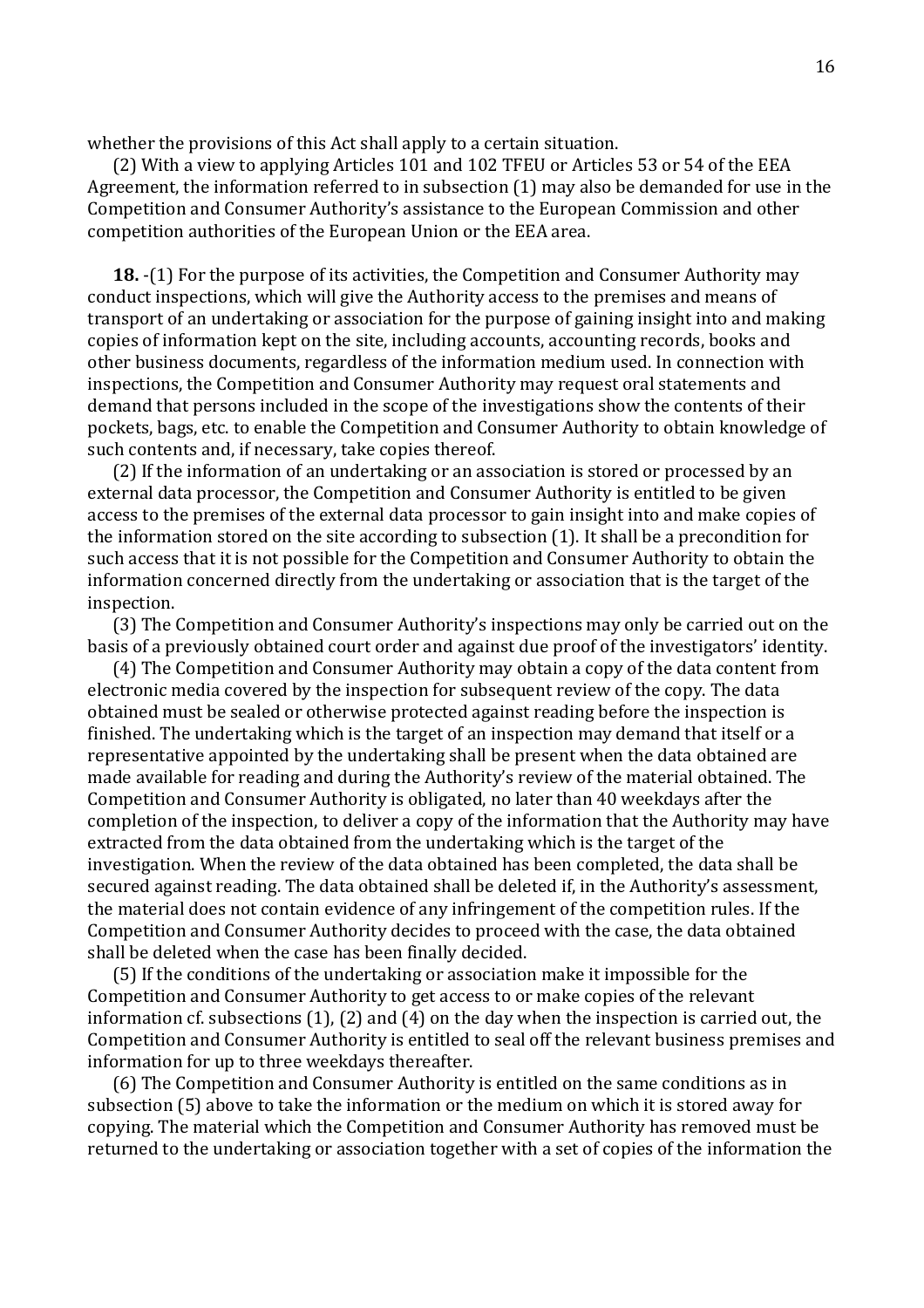whether the provisions of this Act shall apply to a certain situation.

(2) With a view to applying Articles 101 and 102 TFEU or Articles 53 or 54 of the EEA Agreement, the information referred to in subsection (1) may also be demanded for use in the Competition and Consumer Authority's assistance to the European Commission and other competition authorities of the European Union or the EEA area.

**18.** -(1) For the purpose of its activities, the Competition and Consumer Authority may conduct inspections, which will give the Authority access to the premises and means of transport of an undertaking or association for the purpose of gaining insight into and making copies of information kept on the site, including accounts, accounting records, books and other business documents, regardless of the information medium used. In connection with inspections, the Competition and Consumer Authority may request oral statements and demand that persons included in the scope of the investigations show the contents of their pockets, bags, etc. to enable the Competition and Consumer Authority to obtain knowledge of such contents and, if necessary, take copies thereof.

(2) If the information of an undertaking or an association is stored or processed by an external data processor, the Competition and Consumer Authority is entitled to be given access to the premises of the external data processor to gain insight into and make copies of the information stored on the site according to subsection (1). It shall be a precondition for such access that it is not possible for the Competition and Consumer Authority to obtain the information concerned directly from the undertaking or association that is the target of the inspection.

(3) The Competition and Consumer Authority's inspections may only be carried out on the basis of a previously obtained court order and against due proof of the investigators' identity.

(4) The Competition and Consumer Authority may obtain a copy of the data content from electronic media covered by the inspection for subsequent review of the copy. The data obtained must be sealed or otherwise protected against reading before the inspection is finished. The undertaking which is the target of an inspection may demand that itself or a representative appointed by the undertaking shall be present when the data obtained are made available for reading and during the Authority's review of the material obtained. The Competition and Consumer Authority is obligated, no later than 40 weekdays after the completion of the inspection, to deliver a copy of the information that the Authority may have extracted from the data obtained from the undertaking which is the target of the investigation. When the review of the data obtained has been completed, the data shall be secured against reading. The data obtained shall be deleted if, in the Authority's assessment, the material does not contain evidence of any infringement of the competition rules. If the Competition and Consumer Authority decides to proceed with the case, the data obtained shall be deleted when the case has been finally decided.

(5) If the conditions of the undertaking or association make it impossible for the Competition and Consumer Authority to get access to or make copies of the relevant information cf. subsections (1), (2) and (4) on the day when the inspection is carried out, the Competition and Consumer Authority is entitled to seal off the relevant business premises and information for up to three weekdays thereafter.

(6) The Competition and Consumer Authority is entitled on the same conditions as in subsection (5) above to take the information or the medium on which it is stored away for copying. The material which the Competition and Consumer Authority has removed must be returned to the undertaking or association together with a set of copies of the information the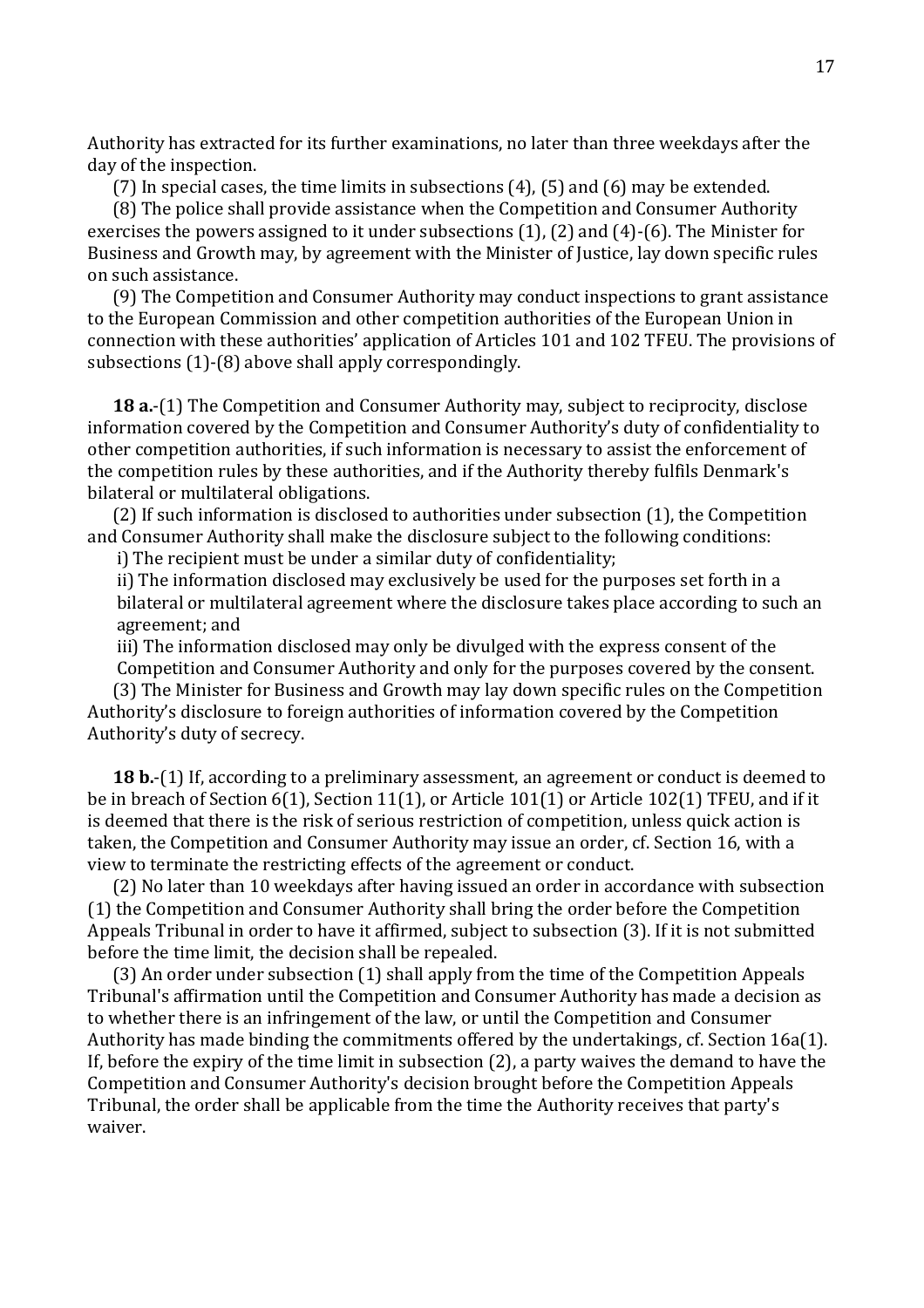Authority has extracted for its further examinations, no later than three weekdays after the day of the inspection.

(7) In special cases, the time limits in subsections (4), (5) and (6) may be extended.

(8) The police shall provide assistance when the Competition and Consumer Authority exercises the powers assigned to it under subsections (1), (2) and (4)-(6). The Minister for Business and Growth may, by agreement with the Minister of Justice, lay down specific rules on such assistance.

(9) The Competition and Consumer Authority may conduct inspections to grant assistance to the European Commission and other competition authorities of the European Union in connection with these authorities' application of Articles 101 and 102 TFEU. The provisions of subsections (1)-(8) above shall apply correspondingly.

**18 a.**-(1) The Competition and Consumer Authority may, subject to reciprocity, disclose information covered by the Competition and Consumer Authority's duty of confidentiality to other competition authorities, if such information is necessary to assist the enforcement of the competition rules by these authorities, and if the Authority thereby fulfils Denmark's bilateral or multilateral obligations.

(2) If such information is disclosed to authorities under subsection (1), the Competition and Consumer Authority shall make the disclosure subject to the following conditions:

i) The recipient must be under a similar duty of confidentiality;

ii) The information disclosed may exclusively be used for the purposes set forth in a bilateral or multilateral agreement where the disclosure takes place according to such an agreement; and

iii) The information disclosed may only be divulged with the express consent of the Competition and Consumer Authority and only for the purposes covered by the consent.

(3) The Minister for Business and Growth may lay down specific rules on the Competition Authority's disclosure to foreign authorities of information covered by the Competition Authority's duty of secrecy.

**18 b.**-(1) If, according to a preliminary assessment, an agreement or conduct is deemed to be in breach of Section 6(1), Section 11(1), or Article 101(1) or Article 102(1) TFEU, and if it is deemed that there is the risk of serious restriction of competition, unless quick action is taken, the Competition and Consumer Authority may issue an order, cf. Section 16, with a view to terminate the restricting effects of the agreement or conduct.

(2) No later than 10 weekdays after having issued an order in accordance with subsection (1) the Competition and Consumer Authority shall bring the order before the Competition Appeals Tribunal in order to have it affirmed, subject to subsection (3). If it is not submitted before the time limit, the decision shall be repealed.

(3) An order under subsection (1) shall apply from the time of the Competition Appeals Tribunal's affirmation until the Competition and Consumer Authority has made a decision as to whether there is an infringement of the law, or until the Competition and Consumer Authority has made binding the commitments offered by the undertakings, cf. Section 16a(1). If, before the expiry of the time limit in subsection (2), a party waives the demand to have the Competition and Consumer Authority's decision brought before the Competition Appeals Tribunal, the order shall be applicable from the time the Authority receives that party's waiver.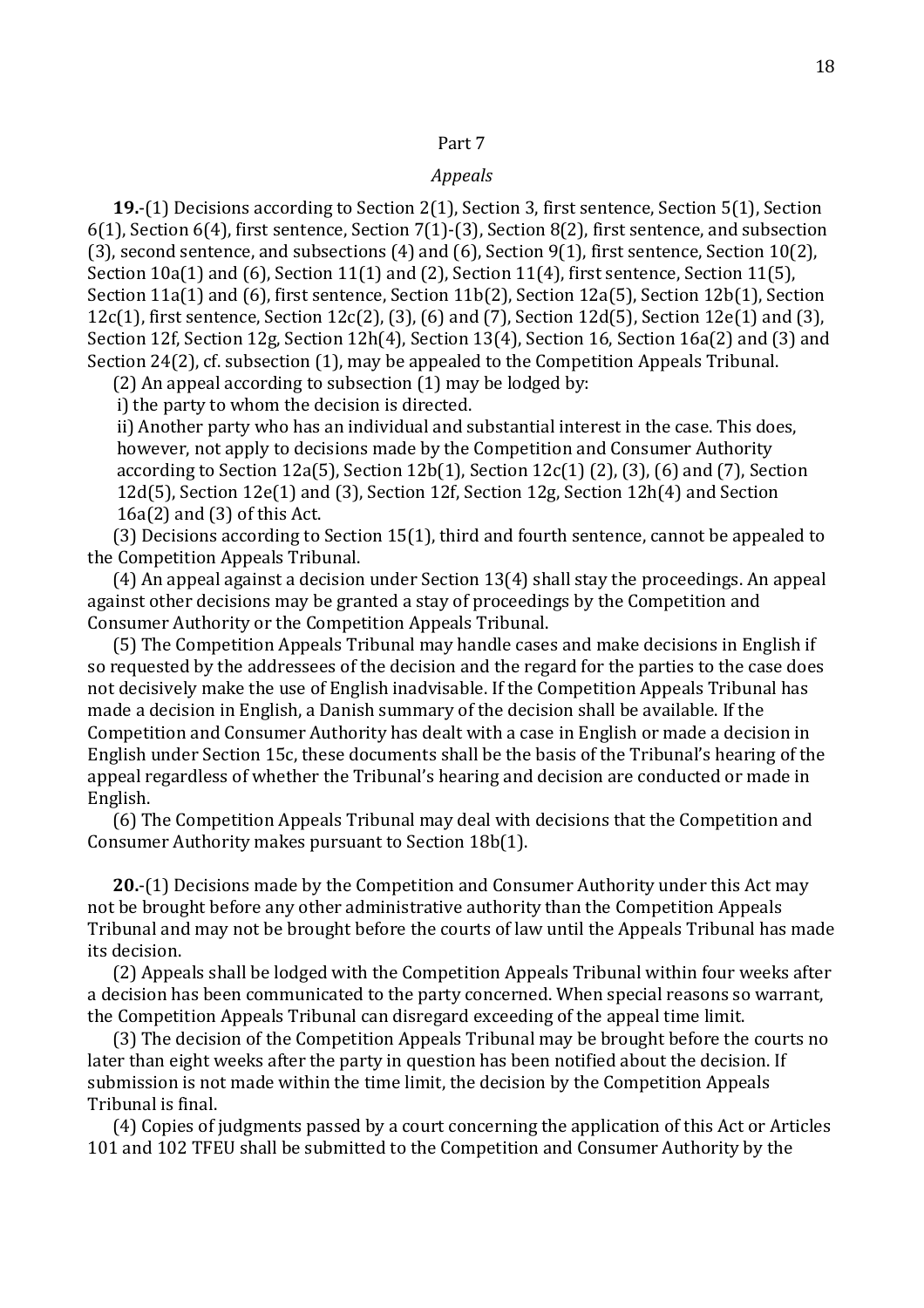Part 7

*Appeals*

**19.**-(1) Decisions according to Section 2(1), Section 3, first sentence, Section 5(1), Section 6(1), Section 6(4), first sentence, Section 7(1)-(3), Section 8(2), first sentence, and subsection (3), second sentence, and subsections (4) and (6), Section 9(1), first sentence, Section 10(2), Section 10a(1) and (6), Section 11(1) and (2), Section 11(4), first sentence, Section 11(5), Section 11a(1) and (6), first sentence, Section 11b(2), Section 12a(5), Section 12b(1), Section 12c(1), first sentence, Section 12c(2), (3), (6) and (7), Section 12d(5), Section 12e(1) and (3), Section 12f, Section 12g, Section 12h(4), Section 13(4), Section 16, Section 16a(2) and (3) and Section 24(2), cf. subsection (1), may be appealed to the Competition Appeals Tribunal.

(2) An appeal according to subsection (1) may be lodged by:

i) the party to whom the decision is directed.

ii) Another party who has an individual and substantial interest in the case. This does, however, not apply to decisions made by the Competition and Consumer Authority according to Section 12a(5), Section 12b(1), Section 12c(1) (2), (3), (6) and (7), Section 12d(5), Section 12e(1) and (3), Section 12f, Section 12g, Section 12h(4) and Section 16a(2) and (3) of this Act.

(3) Decisions according to Section 15(1), third and fourth sentence, cannot be appealed to the Competition Appeals Tribunal.

(4) An appeal against a decision under Section 13(4) shall stay the proceedings. An appeal against other decisions may be granted a stay of proceedings by the Competition and Consumer Authority or the Competition Appeals Tribunal.

(5) The Competition Appeals Tribunal may handle cases and make decisions in English if so requested by the addressees of the decision and the regard for the parties to the case does not decisively make the use of English inadvisable. If the Competition Appeals Tribunal has made a decision in English, a Danish summary of the decision shall be available. If the Competition and Consumer Authority has dealt with a case in English or made a decision in English under Section 15c, these documents shall be the basis of the Tribunal's hearing of the appeal regardless of whether the Tribunal's hearing and decision are conducted or made in English.

(6) The Competition Appeals Tribunal may deal with decisions that the Competition and Consumer Authority makes pursuant to Section 18b(1).

**20.**-(1) Decisions made by the Competition and Consumer Authority under this Act may not be brought before any other administrative authority than the Competition Appeals Tribunal and may not be brought before the courts of law until the Appeals Tribunal has made its decision.

(2) Appeals shall be lodged with the Competition Appeals Tribunal within four weeks after a decision has been communicated to the party concerned. When special reasons so warrant, the Competition Appeals Tribunal can disregard exceeding of the appeal time limit.

(3) The decision of the Competition Appeals Tribunal may be brought before the courts no later than eight weeks after the party in question has been notified about the decision. If submission is not made within the time limit, the decision by the Competition Appeals Tribunal is final.

(4) Copies of judgments passed by a court concerning the application of this Act or Articles 101 and 102 TFEU shall be submitted to the Competition and Consumer Authority by the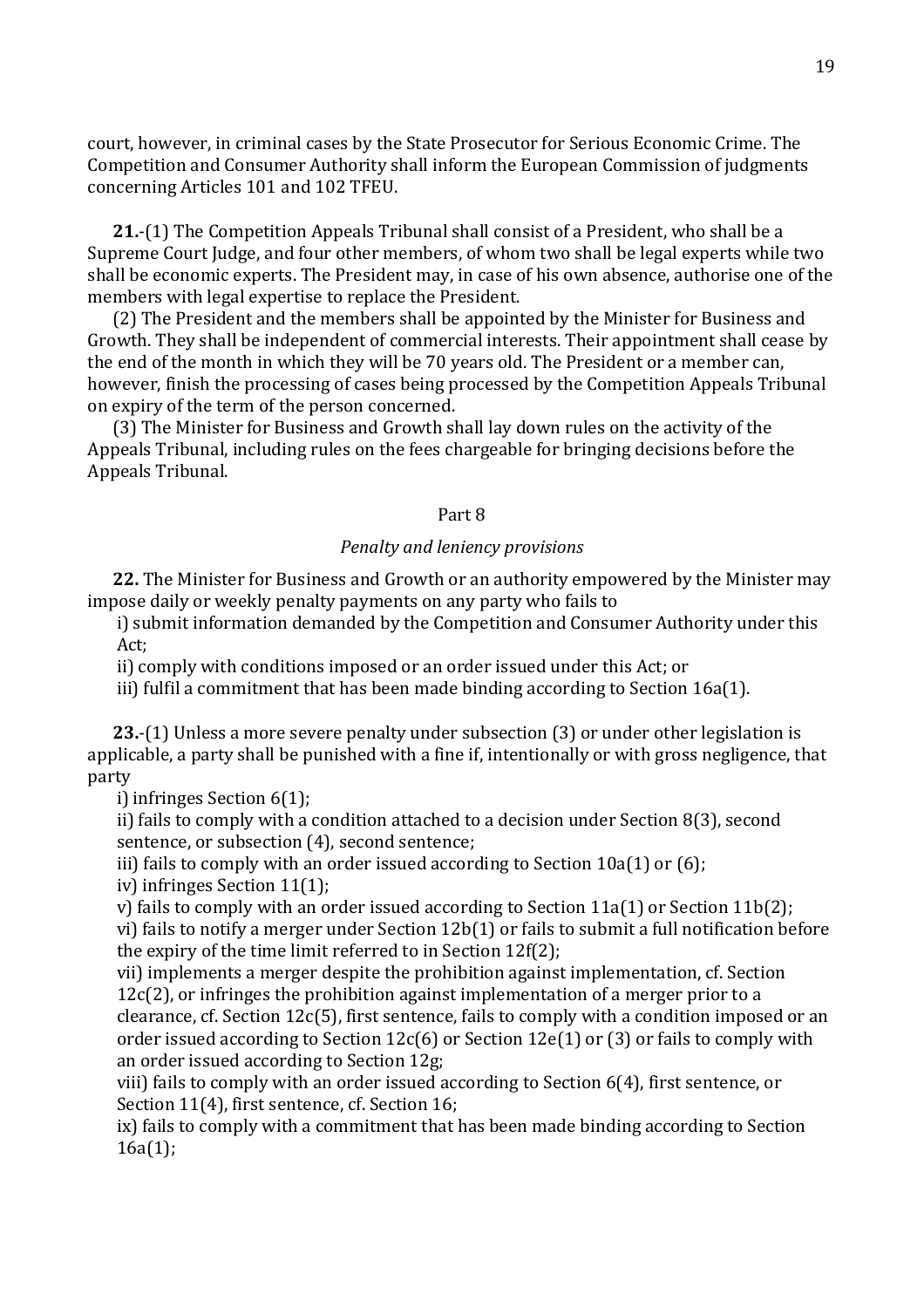court, however, in criminal cases by the State Prosecutor for Serious Economic Crime. The Competition and Consumer Authority shall inform the European Commission of judgments concerning Articles 101 and 102 TFEU.

**21.**-(1) The Competition Appeals Tribunal shall consist of a President, who shall be a Supreme Court Judge, and four other members, of whom two shall be legal experts while two shall be economic experts. The President may, in case of his own absence, authorise one of the members with legal expertise to replace the President.

(2) The President and the members shall be appointed by the Minister for Business and Growth. They shall be independent of commercial interests. Their appointment shall cease by the end of the month in which they will be 70 years old. The President or a member can, however, finish the processing of cases being processed by the Competition Appeals Tribunal on expiry of the term of the person concerned.

(3) The Minister for Business and Growth shall lay down rules on the activity of the Appeals Tribunal, including rules on the fees chargeable for bringing decisions before the Appeals Tribunal.

Part 8

*Penalty and leniency provisions*

**22.** The Minister for Business and Growth or an authority empowered by the Minister may impose daily or weekly penalty payments on any party who fails to

i) submit information demanded by the Competition and Consumer Authority under this Act;

ii) comply with conditions imposed or an order issued under this Act; or

iii) fulfil a commitment that has been made binding according to Section 16a(1).

**23.**-(1) Unless a more severe penalty under subsection (3) or under other legislation is applicable, a party shall be punished with a fine if, intentionally or with gross negligence, that party

i) infringes Section 6(1);

ii) fails to comply with a condition attached to a decision under Section 8(3), second sentence, or subsection (4), second sentence;

iii) fails to comply with an order issued according to Section 10a(1) or (6);

iv) infringes Section 11(1);

v) fails to comply with an order issued according to Section 11a(1) or Section 11b(2);

vi) fails to notify a merger under Section 12b(1) or fails to submit a full notification before the expiry of the time limit referred to in Section 12f(2);

vii) implements a merger despite the prohibition against implementation, cf. Section 12c(2), or infringes the prohibition against implementation of a merger prior to a clearance, cf. Section 12c(5), first sentence, fails to comply with a condition imposed or an order issued according to Section 12c(6) or Section 12e(1) or (3) or fails to comply with an order issued according to Section 12g;

viii) fails to comply with an order issued according to Section 6(4), first sentence, or Section 11(4), first sentence, cf. Section 16;

ix) fails to comply with a commitment that has been made binding according to Section 16a(1);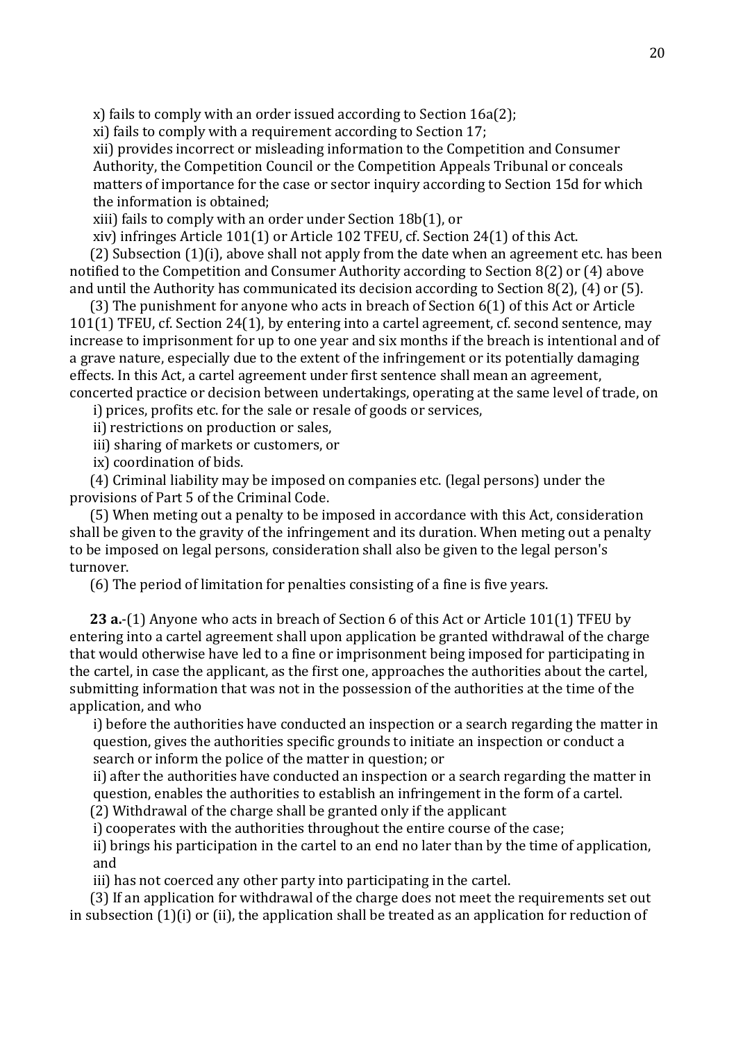x) fails to comply with an order issued according to Section 16a(2);

xi) fails to comply with a requirement according to Section 17;

xii) provides incorrect or misleading information to the Competition and Consumer Authority, the Competition Council or the Competition Appeals Tribunal or conceals matters of importance for the case or sector inquiry according to Section 15d for which the information is obtained;

xiii) fails to comply with an order under Section 18b(1), or

xiv) infringes Article 101(1) or Article 102 TFEU, cf. Section 24(1) of this Act.

(2) Subsection (1)(i), above shall not apply from the date when an agreement etc. has been notified to the Competition and Consumer Authority according to Section 8(2) or (4) above and until the Authority has communicated its decision according to Section 8(2), (4) or (5).

(3) The punishment for anyone who acts in breach of Section 6(1) of this Act or Article 101(1) TFEU, cf. Section 24(1), by entering into a cartel agreement, cf. second sentence, may increase to imprisonment for up to one year and six months if the breach is intentional and of a grave nature, especially due to the extent of the infringement or its potentially damaging effects. In this Act, a cartel agreement under first sentence shall mean an agreement, concerted practice or decision between undertakings, operating at the same level of trade, on

i) prices, profits etc. for the sale or resale of goods or services,

ii) restrictions on production or sales,

iii) sharing of markets or customers, or

ix) coordination of bids.

(4) Criminal liability may be imposed on companies etc. (legal persons) under the provisions of Part 5 of the Criminal Code.

(5) When meting out a penalty to be imposed in accordance with this Act, consideration shall be given to the gravity of the infringement and its duration. When meting out a penalty to be imposed on legal persons, consideration shall also be given to the legal person's turnover.

(6) The period of limitation for penalties consisting of a fine is five years.

**23 a.**-(1) Anyone who acts in breach of Section 6 of this Act or Article 101(1) TFEU by entering into a cartel agreement shall upon application be granted withdrawal of the charge that would otherwise have led to a fine or imprisonment being imposed for participating in the cartel, in case the applicant, as the first one, approaches the authorities about the cartel, submitting information that was not in the possession of the authorities at the time of the application, and who

i) before the authorities have conducted an inspection or a search regarding the matter in question, gives the authorities specific grounds to initiate an inspection or conduct a search or inform the police of the matter in question; or

ii) after the authorities have conducted an inspection or a search regarding the matter in question, enables the authorities to establish an infringement in the form of a cartel.

(2) Withdrawal of the charge shall be granted only if the applicant

i) cooperates with the authorities throughout the entire course of the case;

ii) brings his participation in the cartel to an end no later than by the time of application, and

iii) has not coerced any other party into participating in the cartel.

(3) If an application for withdrawal of the charge does not meet the requirements set out in subsection (1)(i) or (ii), the application shall be treated as an application for reduction of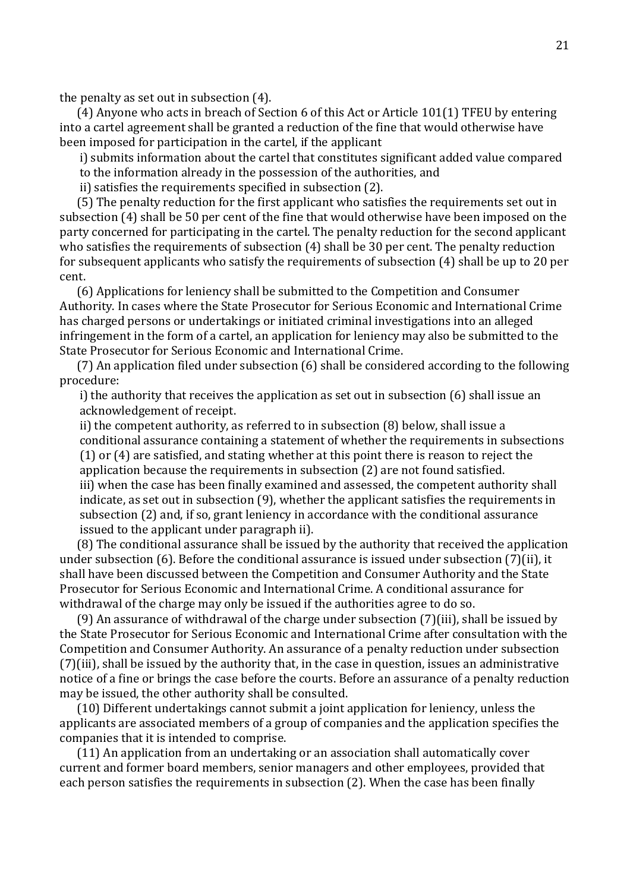the penalty as set out in subsection (4).

(4) Anyone who acts in breach of Section 6 of this Act or Article 101(1) TFEU by entering into a cartel agreement shall be granted a reduction of the fine that would otherwise have been imposed for participation in the cartel, if the applicant

i) submits information about the cartel that constitutes significant added value compared to the information already in the possession of the authorities, and

ii) satisfies the requirements specified in subsection (2).

(5) The penalty reduction for the first applicant who satisfies the requirements set out in subsection (4) shall be 50 per cent of the fine that would otherwise have been imposed on the party concerned for participating in the cartel. The penalty reduction for the second applicant who satisfies the requirements of subsection (4) shall be 30 per cent. The penalty reduction for subsequent applicants who satisfy the requirements of subsection (4) shall be up to 20 per cent.

(6) Applications for leniency shall be submitted to the Competition and Consumer Authority. In cases where the State Prosecutor for Serious Economic and International Crime has charged persons or undertakings or initiated criminal investigations into an alleged infringement in the form of a cartel, an application for leniency may also be submitted to the State Prosecutor for Serious Economic and International Crime.

(7) An application filed under subsection (6) shall be considered according to the following procedure:

i) the authority that receives the application as set out in subsection (6) shall issue an acknowledgement of receipt.

ii) the competent authority, as referred to in subsection (8) below, shall issue a conditional assurance containing a statement of whether the requirements in subsections (1) or (4) are satisfied, and stating whether at this point there is reason to reject the application because the requirements in subsection (2) are not found satisfied.

iii) when the case has been finally examined and assessed, the competent authority shall indicate, as set out in subsection (9), whether the applicant satisfies the requirements in subsection (2) and, if so, grant leniency in accordance with the conditional assurance issued to the applicant under paragraph ii).

(8) The conditional assurance shall be issued by the authority that received the application under subsection (6). Before the conditional assurance is issued under subsection (7)(ii), it shall have been discussed between the Competition and Consumer Authority and the State Prosecutor for Serious Economic and International Crime. A conditional assurance for withdrawal of the charge may only be issued if the authorities agree to do so.

(9) An assurance of withdrawal of the charge under subsection (7)(iii), shall be issued by the State Prosecutor for Serious Economic and International Crime after consultation with the Competition and Consumer Authority. An assurance of a penalty reduction under subsection (7)(iii), shall be issued by the authority that, in the case in question, issues an administrative notice of a fine or brings the case before the courts. Before an assurance of a penalty reduction may be issued, the other authority shall be consulted.

(10) Different undertakings cannot submit a joint application for leniency, unless the applicants are associated members of a group of companies and the application specifies the companies that it is intended to comprise.

(11) An application from an undertaking or an association shall automatically cover current and former board members, senior managers and other employees, provided that each person satisfies the requirements in subsection (2). When the case has been finally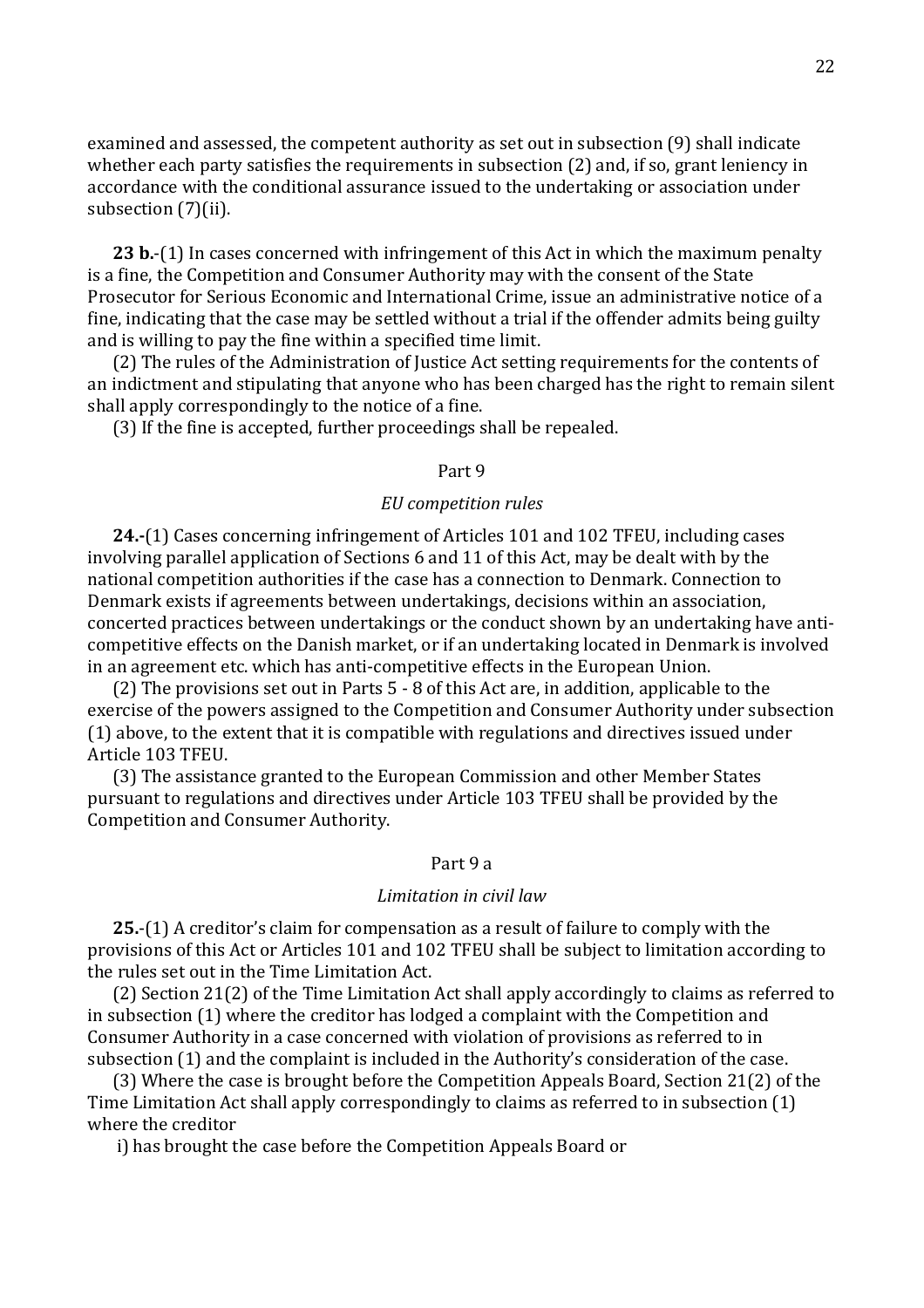examined and assessed, the competent authority as set out in subsection (9) shall indicate whether each party satisfies the requirements in subsection (2) and, if so, grant leniency in accordance with the conditional assurance issued to the undertaking or association under subsection (7)(ii).

**23 b.**-(1) In cases concerned with infringement of this Act in which the maximum penalty is a fine, the Competition and Consumer Authority may with the consent of the State Prosecutor for Serious Economic and International Crime, issue an administrative notice of a fine, indicating that the case may be settled without a trial if the offender admits being guilty and is willing to pay the fine within a specified time limit.

(2) The rules of the Administration of Justice Act setting requirements for the contents of an indictment and stipulating that anyone who has been charged has the right to remain silent shall apply correspondingly to the notice of a fine.

(3) If the fine is accepted, further proceedings shall be repealed.

## Part 9

### *EU competition rules*

**24.**-(1) Cases concerning infringement of Articles 101 and 102 TFEU, including cases involving parallel application of Sections 6 and 11 of this Act, may be dealt with by the national competition authorities if the case has a connection to Denmark. Connection to Denmark exists if agreements between undertakings, decisions within an association, concerted practices between undertakings or the conduct shown by an undertaking have anti-competitive effects on the Danish market, or if an undertaking located in Denmark is involved in an agreement etc. which has anti-competitive effects in the European Union.

(2) The provisions set out in Parts 5 - 8 of this Act are, in addition, applicable to the exercise of the powers assigned to the Competition and Consumer Authority under subsection (1) above, to the extent that it is compatible with regulations and directives issued under Article 103 TFEU.

(3) The assistance granted to the European Commission and other Member States pursuant to regulations and directives under Article 103 TFEU shall be provided by the Competition and Consumer Authority.

## Part 9 a

### *Limitation in civil law*

**25.**-(1) A creditor's claim for compensation as a result of failure to comply with the provisions of this Act or Articles 101 and 102 TFEU shall be subject to limitation according to the rules set out in the Time Limitation Act.

(2) Section 21(2) of the Time Limitation Act shall apply accordingly to claims as referred to in subsection (1) where the creditor has lodged a complaint with the Competition and Consumer Authority in a case concerned with violation of provisions as referred to in subsection (1) and the complaint is included in the Authority's consideration of the case.

(3) Where the case is brought before the Competition Appeals Board, Section 21(2) of the Time Limitation Act shall apply correspondingly to claims as referred to in subsection (1) where the creditor

i) has brought the case before the Competition Appeals Board or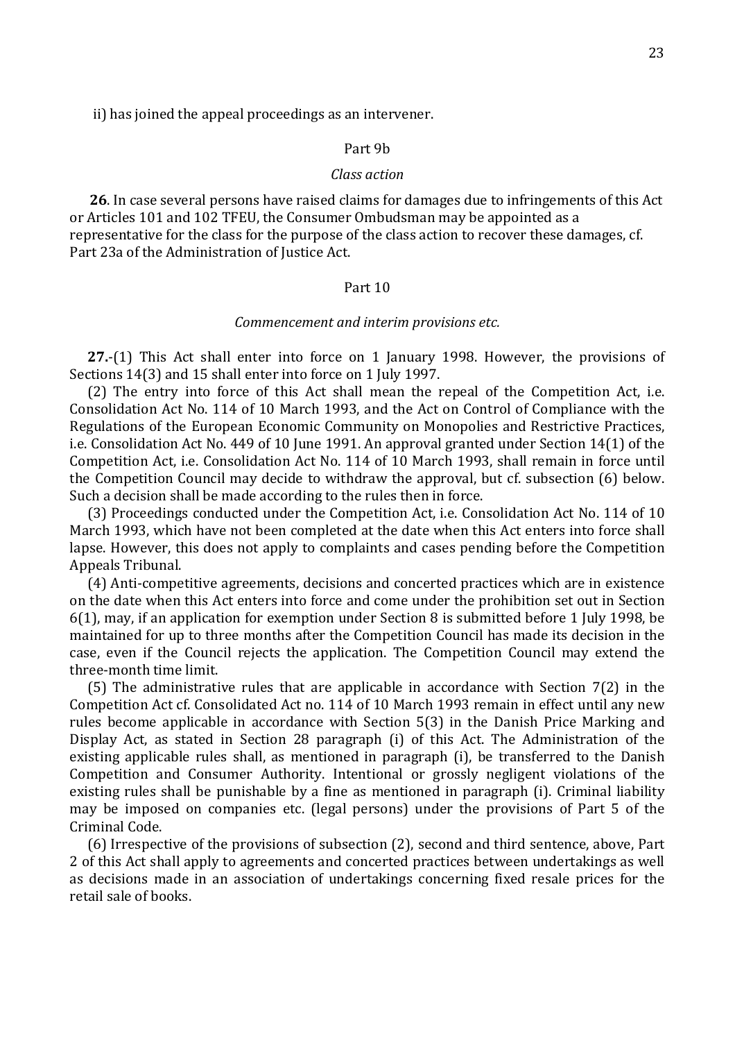ii) has joined the appeal proceedings as an intervener.

Part 9b

*Class action*

**26**. In case several persons have raised claims for damages due to infringements of this Act or Articles 101 and 102 TFEU, the Consumer Ombudsman may be appointed as a representative for the class for the purpose of the class action to recover these damages, cf. Part 23a of the Administration of Justice Act.

Part 10

*Commencement and interim provisions etc.*

**27.**-(1) This Act shall enter into force on 1 January 1998. However, the provisions of Sections 14(3) and 15 shall enter into force on 1 July 1997.

(2) The entry into force of this Act shall mean the repeal of the Competition Act, i.e. Consolidation Act No. 114 of 10 March 1993, and the Act on Control of Compliance with the Regulations of the European Economic Community on Monopolies and Restrictive Practices, i.e. Consolidation Act No. 449 of 10 June 1991. An approval granted under Section 14(1) of the Competition Act, i.e. Consolidation Act No. 114 of 10 March 1993, shall remain in force until the Competition Council may decide to withdraw the approval, but cf. subsection (6) below. Such a decision shall be made according to the rules then in force.

(3) Proceedings conducted under the Competition Act, i.e. Consolidation Act No. 114 of 10 March 1993, which have not been completed at the date when this Act enters into force shall lapse. However, this does not apply to complaints and cases pending before the Competition Appeals Tribunal.

(4) Anti-competitive agreements, decisions and concerted practices which are in existence on the date when this Act enters into force and come under the prohibition set out in Section 6(1), may, if an application for exemption under Section 8 is submitted before 1 July 1998, be maintained for up to three months after the Competition Council has made its decision in the case, even if the Council rejects the application. The Competition Council may extend the three-month time limit.

(5) The administrative rules that are applicable in accordance with Section 7(2) in the Competition Act cf. Consolidated Act no. 114 of 10 March 1993 remain in effect until any new rules become applicable in accordance with Section 5(3) in the Danish Price Marking and Display Act, as stated in Section 28 paragraph (i) of this Act. The Administration of the existing applicable rules shall, as mentioned in paragraph (i), be transferred to the Danish Competition and Consumer Authority. Intentional or grossly negligent violations of the existing rules shall be punishable by a fine as mentioned in paragraph (i). Criminal liability may be imposed on companies etc. (legal persons) under the provisions of Part 5 of the Criminal Code.

(6) Irrespective of the provisions of subsection (2), second and third sentence, above, Part 2 of this Act shall apply to agreements and concerted practices between undertakings as well as decisions made in an association of undertakings concerning fixed resale prices for the retail sale of books.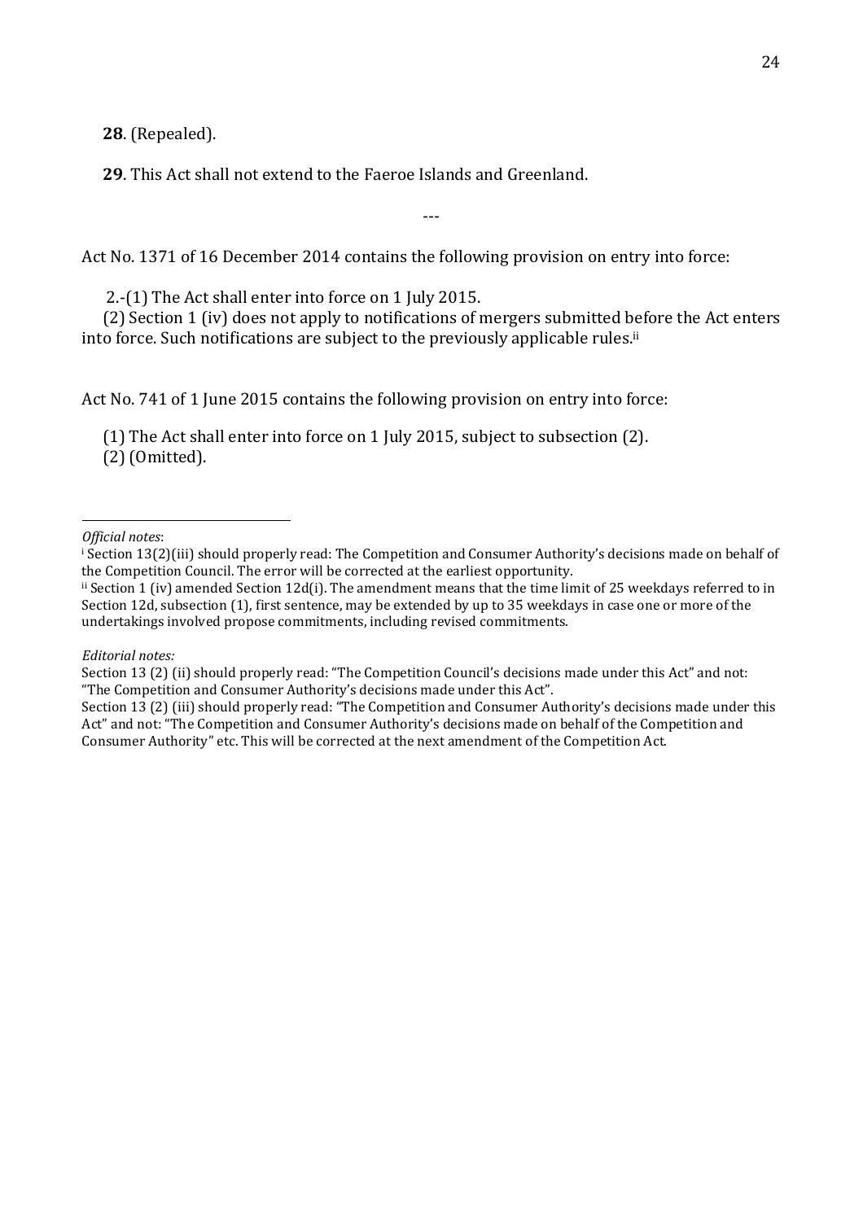**28**. (Repealed).

**29**. This Act shall not extend to the Faeroe Islands and Greenland.

---

Act No. 1371 of 16 December 2014 contains the following provision on entry into force:

2.-(1) The Act shall enter into force on 1 July 2015.

(2) Section 1 (iv) does not apply to notifications of mergers submitted before the Act enters into force. Such notifications are subject to the previously applicable rules.[ii]

Act No. 741 of 1 June 2015 contains the following provision on entry into force:

(1) The Act shall enter into force on 1 July 2015, subject to subsection (2).

(2) (Omitted).

*Official notes*:

[i] Section 13(2)(iii) should properly read: The Competition and Consumer Authority's decisions made on behalf of the Competition Council. The error will be corrected at the earliest opportunity.

[ii] Section 1 (iv) amended Section 12d(i). The amendment means that the time limit of 25 weekdays referred to in Section 12d, subsection (1), first sentence, may be extended by up to 35 weekdays in case one or more of the undertakings involved propose commitments, including revised commitments.

*Editorial notes:*

Section 13 (2) (ii) should properly read: "The Competition Council's decisions made under this Act" and not: "The Competition and Consumer Authority's decisions made under this Act".

Section 13 (2) (iii) should properly read: "The Competition and Consumer Authority's decisions made under this Act" and not: "The Competition and Consumer Authority's decisions made on behalf of the Competition and Consumer Authority" etc. This will be corrected at the next amendment of the Competition Act.